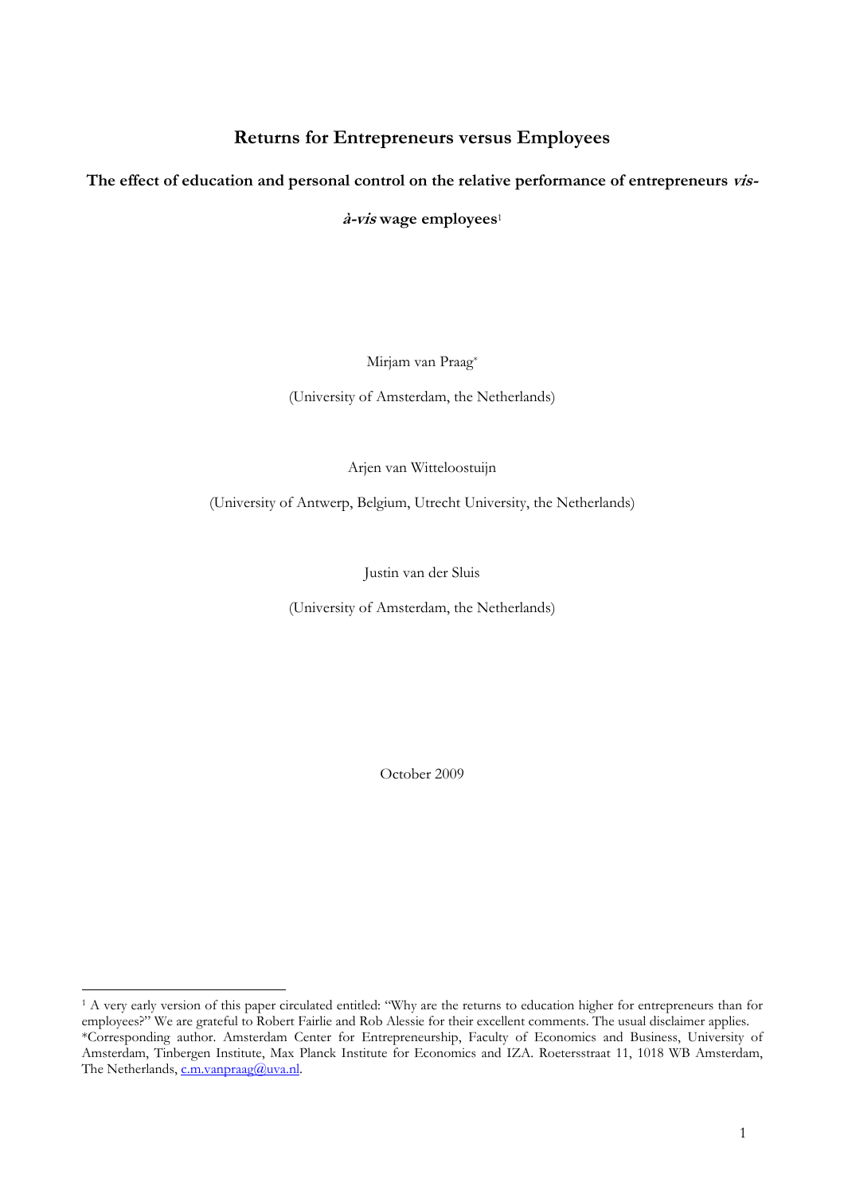# Returns for Entrepreneurs versus Employees

## The effect of education and personal control on the relative performance of entrepreneurs *vis-à-vis* wage employees[1]

Mirjam van Praag*

(University of Amsterdam, the Netherlands)

Arjen van Witteloostuijn

(University of Antwerp, Belgium, Utrecht University, the Netherlands)

Justin van der Sluis

(University of Amsterdam, the Netherlands)

October 2009

---

[1] A very early version of this paper circulated entitled: "Why are the returns to education higher for entrepreneurs than for employees?" We are grateful to Robert Fairlie and Rob Alessie for their excellent comments. The usual disclaimer applies.

*Corresponding author. Amsterdam Center for Entrepreneurship, Faculty of Economics and Business, University of Amsterdam, Tinbergen Institute, Max Planck Institute for Economics and IZA. Roetersstraat 11, 1018 WB Amsterdam, The Netherlands, c.m.vanpraag@uva.nl.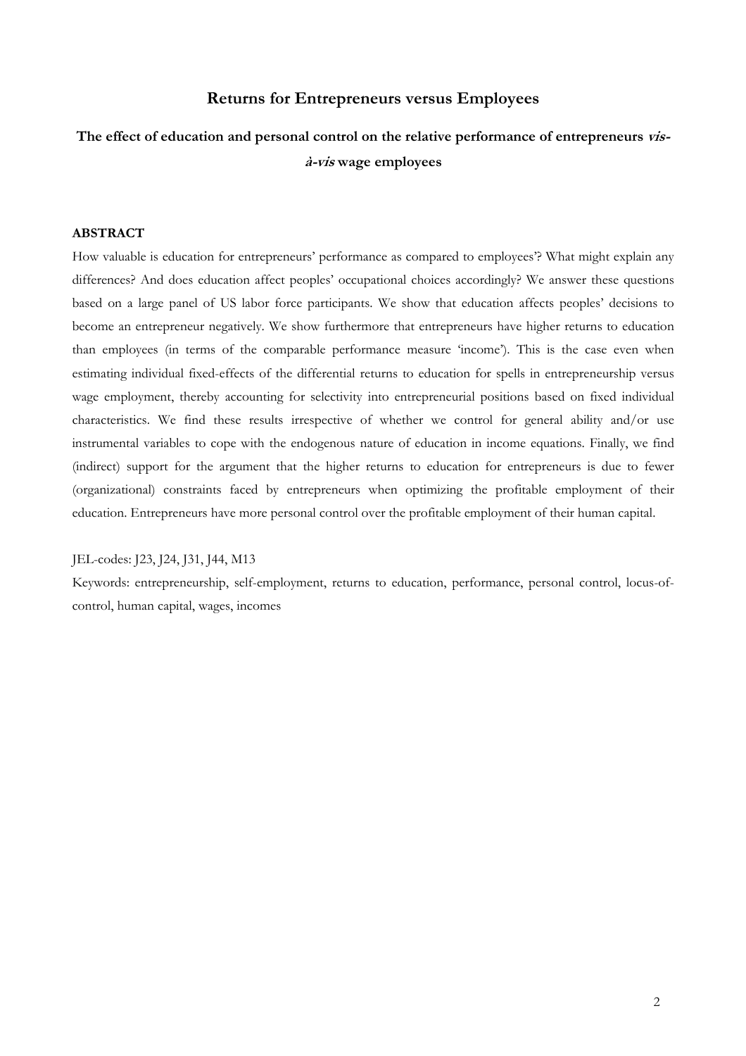# Returns for Entrepreneurs versus Employees

## The effect of education and personal control on the relative performance of entrepreneurs *vis-à-vis* wage employees

**ABSTRACT**

How valuable is education for entrepreneurs' performance as compared to employees'? What might explain any differences? And does education affect peoples' occupational choices accordingly? We answer these questions based on a large panel of US labor force participants. We show that education affects peoples' decisions to become an entrepreneur negatively. We show furthermore that entrepreneurs have higher returns to education than employees (in terms of the comparable performance measure 'income'). This is the case even when estimating individual fixed-effects of the differential returns to education for spells in entrepreneurship versus wage employment, thereby accounting for selectivity into entrepreneurial positions based on fixed individual characteristics. We find these results irrespective of whether we control for general ability and/or use instrumental variables to cope with the endogenous nature of education in income equations. Finally, we find (indirect) support for the argument that the higher returns to education for entrepreneurs is due to fewer (organizational) constraints faced by entrepreneurs when optimizing the profitable employment of their education. Entrepreneurs have more personal control over the profitable employment of their human capital.

JEL-codes: J23, J24, J31, J44, M13

Keywords: entrepreneurship, self-employment, returns to education, performance, personal control, locus-of-control, human capital, wages, incomes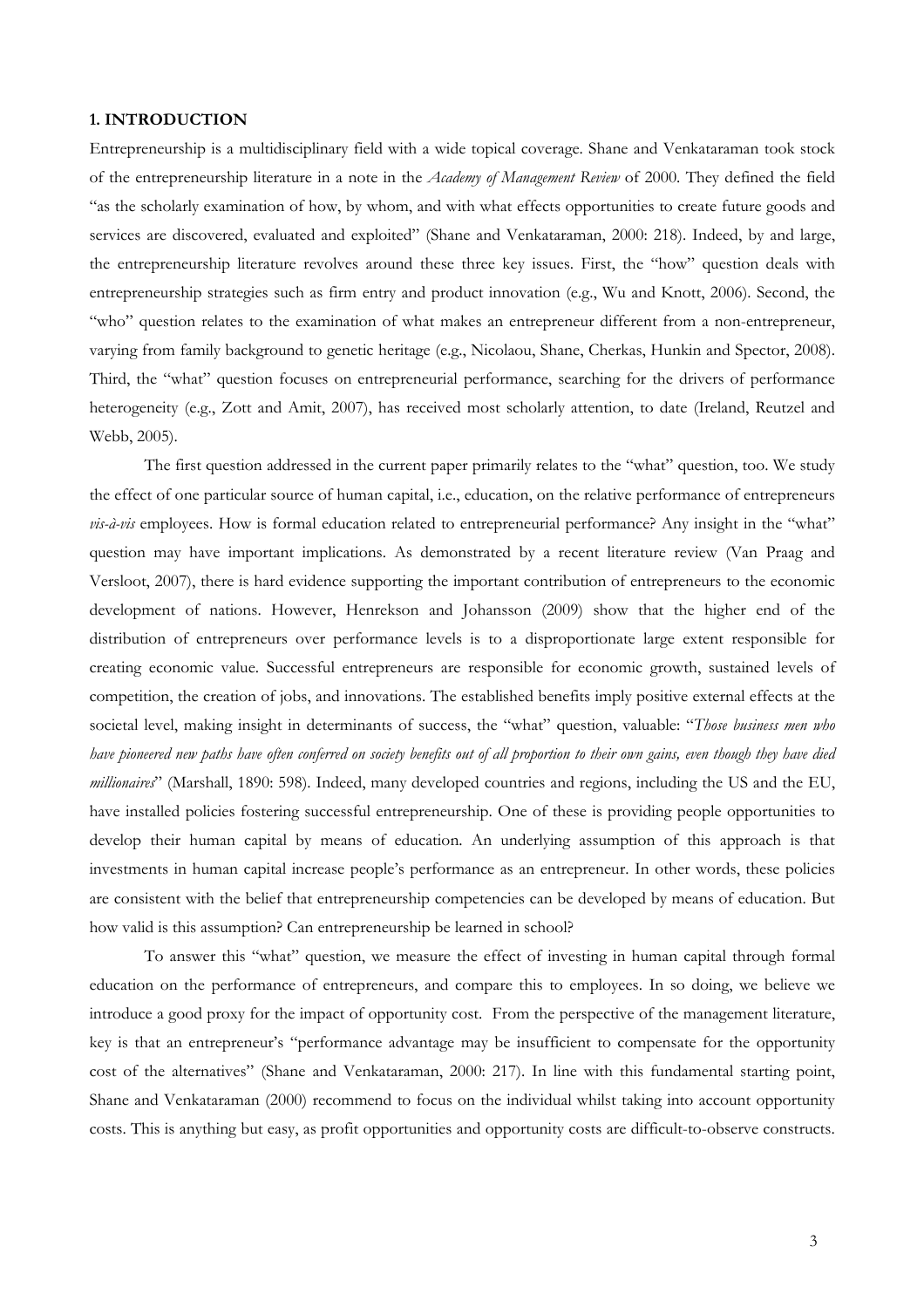## 1. INTRODUCTION

Entrepreneurship is a multidisciplinary field with a wide topical coverage. Shane and Venkataraman took stock of the entrepreneurship literature in a note in the *Academy of Management Review* of 2000. They defined the field "as the scholarly examination of how, by whom, and with what effects opportunities to create future goods and services are discovered, evaluated and exploited" (Shane and Venkataraman, 2000: 218). Indeed, by and large, the entrepreneurship literature revolves around these three key issues. First, the "how" question deals with entrepreneurship strategies such as firm entry and product innovation (e.g., Wu and Knott, 2006). Second, the "who" question relates to the examination of what makes an entrepreneur different from a non-entrepreneur, varying from family background to genetic heritage (e.g., Nicolaou, Shane, Cherkas, Hunkin and Spector, 2008). Third, the "what" question focuses on entrepreneurial performance, searching for the drivers of performance heterogeneity (e.g., Zott and Amit, 2007), has received most scholarly attention, to date (Ireland, Reutzel and Webb, 2005).

The first question addressed in the current paper primarily relates to the "what" question, too. We study the effect of one particular source of human capital, i.e., education, on the relative performance of entrepreneurs *vis-à-vis* employees. How is formal education related to entrepreneurial performance? Any insight in the "what" question may have important implications. As demonstrated by a recent literature review (Van Praag and Versloot, 2007), there is hard evidence supporting the important contribution of entrepreneurs to the economic development of nations. However, Henrekson and Johansson (2009) show that the higher end of the distribution of entrepreneurs over performance levels is to a disproportionate large extent responsible for creating economic value. Successful entrepreneurs are responsible for economic growth, sustained levels of competition, the creation of jobs, and innovations. The established benefits imply positive external effects at the societal level, making insight in determinants of success, the "what" question, valuable: "*Those business men who have pioneered new paths have often conferred on society benefits out of all proportion to their own gains, even though they have died millionaires*" (Marshall, 1890: 598). Indeed, many developed countries and regions, including the US and the EU, have installed policies fostering successful entrepreneurship. One of these is providing people opportunities to develop their human capital by means of education. An underlying assumption of this approach is that investments in human capital increase people's performance as an entrepreneur. In other words, these policies are consistent with the belief that entrepreneurship competencies can be developed by means of education. But how valid is this assumption? Can entrepreneurship be learned in school?

To answer this "what" question, we measure the effect of investing in human capital through formal education on the performance of entrepreneurs, and compare this to employees. In so doing, we believe we introduce a good proxy for the impact of opportunity cost. From the perspective of the management literature, key is that an entrepreneur's "performance advantage may be insufficient to compensate for the opportunity cost of the alternatives" (Shane and Venkataraman, 2000: 217). In line with this fundamental starting point, Shane and Venkataraman (2000) recommend to focus on the individual whilst taking into account opportunity costs. This is anything but easy, as profit opportunities and opportunity costs are difficult-to-observe constructs.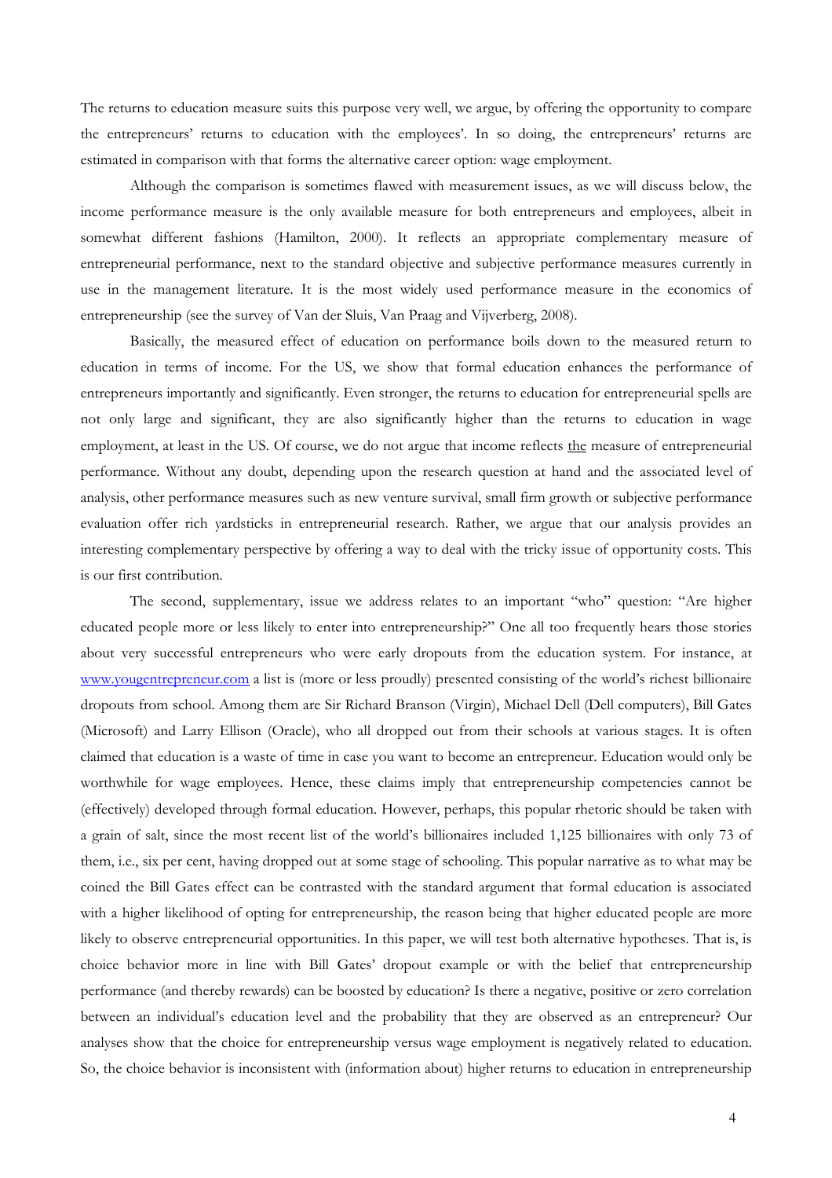The returns to education measure suits this purpose very well, we argue, by offering the opportunity to compare the entrepreneurs' returns to education with the employees'. In so doing, the entrepreneurs' returns are estimated in comparison with that forms the alternative career option: wage employment.

Although the comparison is sometimes flawed with measurement issues, as we will discuss below, the income performance measure is the only available measure for both entrepreneurs and employees, albeit in somewhat different fashions (Hamilton, 2000). It reflects an appropriate complementary measure of entrepreneurial performance, next to the standard objective and subjective performance measures currently in use in the management literature. It is the most widely used performance measure in the economics of entrepreneurship (see the survey of Van der Sluis, Van Praag and Vijverberg, 2008).

Basically, the measured effect of education on performance boils down to the measured return to education in terms of income. For the US, we show that formal education enhances the performance of entrepreneurs importantly and significantly. Even stronger, the returns to education for entrepreneurial spells are not only large and significant, they are also significantly higher than the returns to education in wage employment, at least in the US. Of course, we do not argue that income reflects <u>the</u> measure of entrepreneurial performance. Without any doubt, depending upon the research question at hand and the associated level of analysis, other performance measures such as new venture survival, small firm growth or subjective performance evaluation offer rich yardsticks in entrepreneurial research. Rather, we argue that our analysis provides an interesting complementary perspective by offering a way to deal with the tricky issue of opportunity costs. This is our first contribution.

The second, supplementary, issue we address relates to an important "who" question: "Are higher educated people more or less likely to enter into entrepreneurship?" One all too frequently hears those stories about very successful entrepreneurs who were early dropouts from the education system. For instance, at [www.yougentrepreneur.com](www.yougentrepreneur.com) a list is (more or less proudly) presented consisting of the world's richest billionaire dropouts from school. Among them are Sir Richard Branson (Virgin), Michael Dell (Dell computers), Bill Gates (Microsoft) and Larry Ellison (Oracle), who all dropped out from their schools at various stages. It is often claimed that education is a waste of time in case you want to become an entrepreneur. Education would only be worthwhile for wage employees. Hence, these claims imply that entrepreneurship competencies cannot be (effectively) developed through formal education. However, perhaps, this popular rhetoric should be taken with a grain of salt, since the most recent list of the world's billionaires included 1,125 billionaires with only 73 of them, i.e., six per cent, having dropped out at some stage of schooling. This popular narrative as to what may be coined the Bill Gates effect can be contrasted with the standard argument that formal education is associated with a higher likelihood of opting for entrepreneurship, the reason being that higher educated people are more likely to observe entrepreneurial opportunities. In this paper, we will test both alternative hypotheses. That is, is choice behavior more in line with Bill Gates' dropout example or with the belief that entrepreneurship performance (and thereby rewards) can be boosted by education? Is there a negative, positive or zero correlation between an individual's education level and the probability that they are observed as an entrepreneur? Our analyses show that the choice for entrepreneurship versus wage employment is negatively related to education. So, the choice behavior is inconsistent with (information about) higher returns to education in entrepreneurship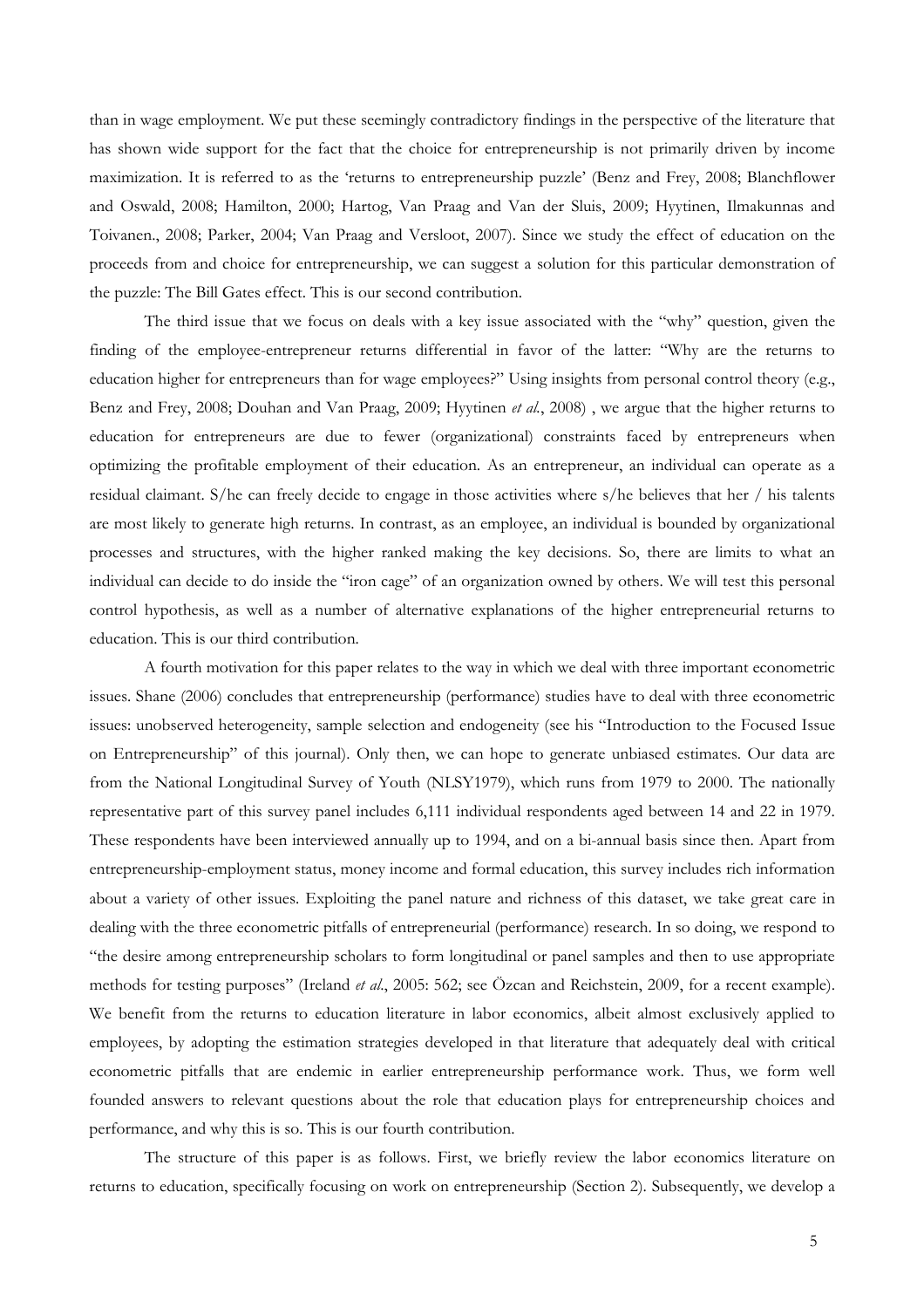than in wage employment. We put these seemingly contradictory findings in the perspective of the literature that has shown wide support for the fact that the choice for entrepreneurship is not primarily driven by income maximization. It is referred to as the 'returns to entrepreneurship puzzle' (Benz and Frey, 2008; Blanchflower and Oswald, 2008; Hamilton, 2000; Hartog, Van Praag and Van der Sluis, 2009; Hyytinen, Ilmakunnas and Toivanen., 2008; Parker, 2004; Van Praag and Versloot, 2007). Since we study the effect of education on the proceeds from and choice for entrepreneurship, we can suggest a solution for this particular demonstration of the puzzle: The Bill Gates effect. This is our second contribution.

The third issue that we focus on deals with a key issue associated with the "why" question, given the finding of the employee-entrepreneur returns differential in favor of the latter: "Why are the returns to education higher for entrepreneurs than for wage employees?" Using insights from personal control theory (e.g., Benz and Frey, 2008; Douhan and Van Praag, 2009; Hyytinen *et al.*, 2008) , we argue that the higher returns to education for entrepreneurs are due to fewer (organizational) constraints faced by entrepreneurs when optimizing the profitable employment of their education. As an entrepreneur, an individual can operate as a residual claimant. S/he can freely decide to engage in those activities where s/he believes that her / his talents are most likely to generate high returns. In contrast, as an employee, an individual is bounded by organizational processes and structures, with the higher ranked making the key decisions. So, there are limits to what an individual can decide to do inside the "iron cage" of an organization owned by others. We will test this personal control hypothesis, as well as a number of alternative explanations of the higher entrepreneurial returns to education. This is our third contribution.

A fourth motivation for this paper relates to the way in which we deal with three important econometric issues. Shane (2006) concludes that entrepreneurship (performance) studies have to deal with three econometric issues: unobserved heterogeneity, sample selection and endogeneity (see his "Introduction to the Focused Issue on Entrepreneurship" of this journal). Only then, we can hope to generate unbiased estimates. Our data are from the National Longitudinal Survey of Youth (NLSY1979), which runs from 1979 to 2000. The nationally representative part of this survey panel includes 6,111 individual respondents aged between 14 and 22 in 1979. These respondents have been interviewed annually up to 1994, and on a bi-annual basis since then. Apart from entrepreneurship-employment status, money income and formal education, this survey includes rich information about a variety of other issues. Exploiting the panel nature and richness of this dataset, we take great care in dealing with the three econometric pitfalls of entrepreneurial (performance) research. In so doing, we respond to "the desire among entrepreneurship scholars to form longitudinal or panel samples and then to use appropriate methods for testing purposes" (Ireland *et al.*, 2005: 562; see Özcan and Reichstein, 2009, for a recent example). We benefit from the returns to education literature in labor economics, albeit almost exclusively applied to employees, by adopting the estimation strategies developed in that literature that adequately deal with critical econometric pitfalls that are endemic in earlier entrepreneurship performance work. Thus, we form well founded answers to relevant questions about the role that education plays for entrepreneurship choices and performance, and why this is so. This is our fourth contribution.

The structure of this paper is as follows. First, we briefly review the labor economics literature on returns to education, specifically focusing on work on entrepreneurship (Section 2). Subsequently, we develop a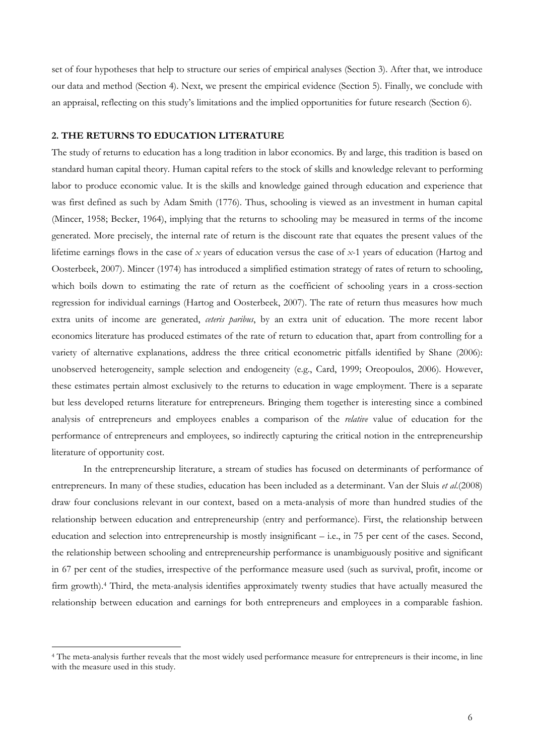set of four hypotheses that help to structure our series of empirical analyses (Section 3). After that, we introduce our data and method (Section 4). Next, we present the empirical evidence (Section 5). Finally, we conclude with an appraisal, reflecting on this study's limitations and the implied opportunities for future research (Section 6).

## 2. THE RETURNS TO EDUCATION LITERATURE

The study of returns to education has a long tradition in labor economics. By and large, this tradition is based on standard human capital theory. Human capital refers to the stock of skills and knowledge relevant to performing labor to produce economic value. It is the skills and knowledge gained through education and experience that was first defined as such by Adam Smith (1776). Thus, schooling is viewed as an investment in human capital (Mincer, 1958; Becker, 1964), implying that the returns to schooling may be measured in terms of the income generated. More precisely, the internal rate of return is the discount rate that equates the present values of the lifetime earnings flows in the case of $x$ years of education versus the case of $x$-1 years of education (Hartog and Oosterbeek, 2007). Mincer (1974) has introduced a simplified estimation strategy of rates of return to schooling, which boils down to estimating the rate of return as the coefficient of schooling years in a cross-section regression for individual earnings (Hartog and Oosterbeek, 2007). The rate of return thus measures how much extra units of income are generated, *ceteris paribus*, by an extra unit of education. The more recent labor economics literature has produced estimates of the rate of return to education that, apart from controlling for a variety of alternative explanations, address the three critical econometric pitfalls identified by Shane (2006): unobserved heterogeneity, sample selection and endogeneity (e.g., Card, 1999; Oreopoulos, 2006). However, these estimates pertain almost exclusively to the returns to education in wage employment. There is a separate but less developed returns literature for entrepreneurs. Bringing them together is interesting since a combined analysis of entrepreneurs and employees enables a comparison of the *relative* value of education for the performance of entrepreneurs and employees, so indirectly capturing the critical notion in the entrepreneurship literature of opportunity cost.

In the entrepreneurship literature, a stream of studies has focused on determinants of performance of entrepreneurs. In many of these studies, education has been included as a determinant. Van der Sluis *et al.*(2008) draw four conclusions relevant in our context, based on a meta-analysis of more than hundred studies of the relationship between education and entrepreneurship (entry and performance). First, the relationship between education and selection into entrepreneurship is mostly insignificant – i.e., in 75 per cent of the cases. Second, the relationship between schooling and entrepreneurship performance is unambiguously positive and significant in 67 per cent of the studies, irrespective of the performance measure used (such as survival, profit, income or firm growth).[4] Third, the meta-analysis identifies approximately twenty studies that have actually measured the relationship between education and earnings for both entrepreneurs and employees in a comparable fashion.

[4] The meta-analysis further reveals that the most widely used performance measure for entrepreneurs is their income, in line with the measure used in this study.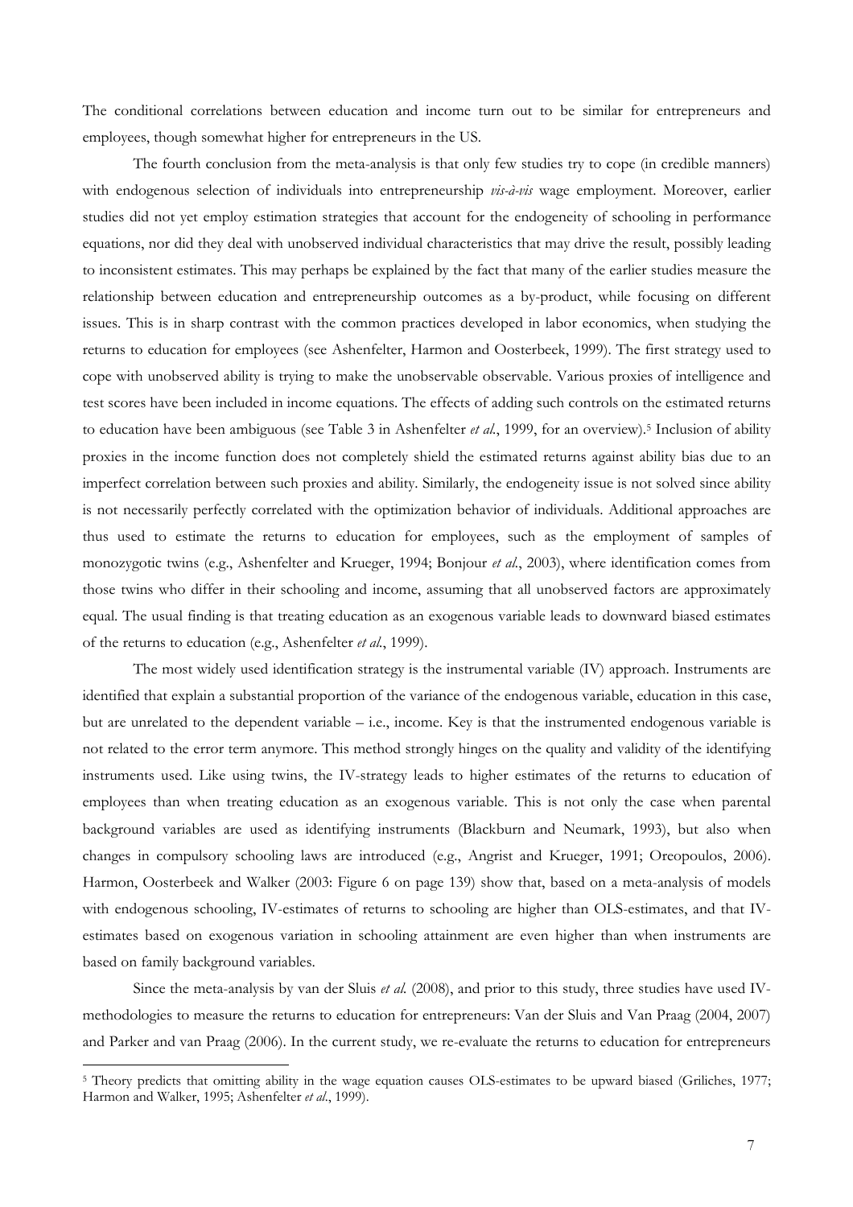The conditional correlations between education and income turn out to be similar for entrepreneurs and employees, though somewhat higher for entrepreneurs in the US.

The fourth conclusion from the meta-analysis is that only few studies try to cope (in credible manners) with endogenous selection of individuals into entrepreneurship *vis-à-vis* wage employment. Moreover, earlier studies did not yet employ estimation strategies that account for the endogeneity of schooling in performance equations, nor did they deal with unobserved individual characteristics that may drive the result, possibly leading to inconsistent estimates. This may perhaps be explained by the fact that many of the earlier studies measure the relationship between education and entrepreneurship outcomes as a by-product, while focusing on different issues. This is in sharp contrast with the common practices developed in labor economics, when studying the returns to education for employees (see Ashenfelter, Harmon and Oosterbeek, 1999). The first strategy used to cope with unobserved ability is trying to make the unobservable observable. Various proxies of intelligence and test scores have been included in income equations. The effects of adding such controls on the estimated returns to education have been ambiguous (see Table 3 in Ashenfelter *et al.*, 1999, for an overview).[5] Inclusion of ability proxies in the income function does not completely shield the estimated returns against ability bias due to an imperfect correlation between such proxies and ability. Similarly, the endogeneity issue is not solved since ability is not necessarily perfectly correlated with the optimization behavior of individuals. Additional approaches are thus used to estimate the returns to education for employees, such as the employment of samples of monozygotic twins (e.g., Ashenfelter and Krueger, 1994; Bonjour *et al.*, 2003), where identification comes from those twins who differ in their schooling and income, assuming that all unobserved factors are approximately equal. The usual finding is that treating education as an exogenous variable leads to downward biased estimates of the returns to education (e.g., Ashenfelter *et al.*, 1999).

The most widely used identification strategy is the instrumental variable (IV) approach. Instruments are identified that explain a substantial proportion of the variance of the endogenous variable, education in this case, but are unrelated to the dependent variable – i.e., income. Key is that the instrumented endogenous variable is not related to the error term anymore. This method strongly hinges on the quality and validity of the identifying instruments used. Like using twins, the IV-strategy leads to higher estimates of the returns to education of employees than when treating education as an exogenous variable. This is not only the case when parental background variables are used as identifying instruments (Blackburn and Neumark, 1993), but also when changes in compulsory schooling laws are introduced (e.g., Angrist and Krueger, 1991; Oreopoulos, 2006). Harmon, Oosterbeek and Walker (2003: Figure 6 on page 139) show that, based on a meta-analysis of models with endogenous schooling, IV-estimates of returns to schooling are higher than OLS-estimates, and that IV-estimates based on exogenous variation in schooling attainment are even higher than when instruments are based on family background variables.

Since the meta-analysis by van der Sluis *et al.* (2008), and prior to this study, three studies have used IV-methodologies to measure the returns to education for entrepreneurs: Van der Sluis and Van Praag (2004, 2007) and Parker and van Praag (2006). In the current study, we re-evaluate the returns to education for entrepreneurs

[5] Theory predicts that omitting ability in the wage equation causes OLS-estimates to be upward biased (Griliches, 1977; Harmon and Walker, 1995; Ashenfelter *et al.*, 1999).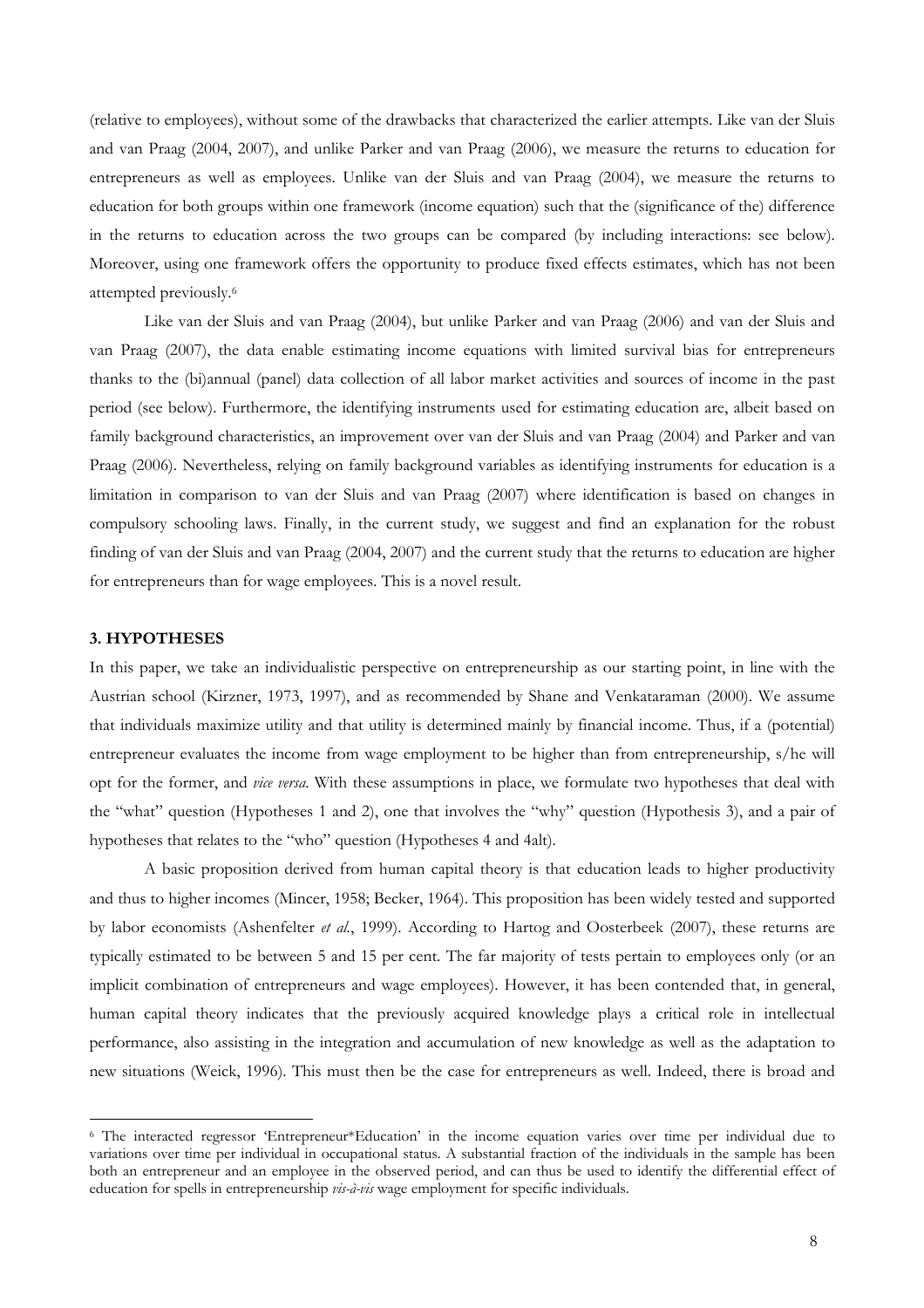(relative to employees), without some of the drawbacks that characterized the earlier attempts. Like van der Sluis and van Praag (2004, 2007), and unlike Parker and van Praag (2006), we measure the returns to education for entrepreneurs as well as employees. Unlike van der Sluis and van Praag (2004), we measure the returns to education for both groups within one framework (income equation) such that the (significance of the) difference in the returns to education across the two groups can be compared (by including interactions: see below). Moreover, using one framework offers the opportunity to produce fixed effects estimates, which has not been attempted previously.[6]

Like van der Sluis and van Praag (2004), but unlike Parker and van Praag (2006) and van der Sluis and van Praag (2007), the data enable estimating income equations with limited survival bias for entrepreneurs thanks to the (bi)annual (panel) data collection of all labor market activities and sources of income in the past period (see below). Furthermore, the identifying instruments used for estimating education are, albeit based on family background characteristics, an improvement over van der Sluis and van Praag (2004) and Parker and van Praag (2006). Nevertheless, relying on family background variables as identifying instruments for education is a limitation in comparison to van der Sluis and van Praag (2007) where identification is based on changes in compulsory schooling laws. Finally, in the current study, we suggest and find an explanation for the robust finding of van der Sluis and van Praag (2004, 2007) and the current study that the returns to education are higher for entrepreneurs than for wage employees. This is a novel result.

## 3. HYPOTHESES

In this paper, we take an individualistic perspective on entrepreneurship as our starting point, in line with the Austrian school (Kirzner, 1973, 1997), and as recommended by Shane and Venkataraman (2000). We assume that individuals maximize utility and that utility is determined mainly by financial income. Thus, if a (potential) entrepreneur evaluates the income from wage employment to be higher than from entrepreneurship, s/he will opt for the former, and *vice versa*. With these assumptions in place, we formulate two hypotheses that deal with the "what" question (Hypotheses 1 and 2), one that involves the "why" question (Hypothesis 3), and a pair of hypotheses that relates to the "who" question (Hypotheses 4 and 4alt).

A basic proposition derived from human capital theory is that education leads to higher productivity and thus to higher incomes (Mincer, 1958; Becker, 1964). This proposition has been widely tested and supported by labor economists (Ashenfelter *et al.*, 1999). According to Hartog and Oosterbeek (2007), these returns are typically estimated to be between 5 and 15 per cent. The far majority of tests pertain to employees only (or an implicit combination of entrepreneurs and wage employees). However, it has been contended that, in general, human capital theory indicates that the previously acquired knowledge plays a critical role in intellectual performance, also assisting in the integration and accumulation of new knowledge as well as the adaptation to new situations (Weick, 1996). This must then be the case for entrepreneurs as well. Indeed, there is broad and

---

[6] The interacted regressor 'Entrepreneur*Education' in the income equation varies over time per individual due to variations over time per individual in occupational status. A substantial fraction of the individuals in the sample has been both an entrepreneur and an employee in the observed period, and can thus be used to identify the differential effect of education for spells in entrepreneurship *vis-à-vis* wage employment for specific individuals.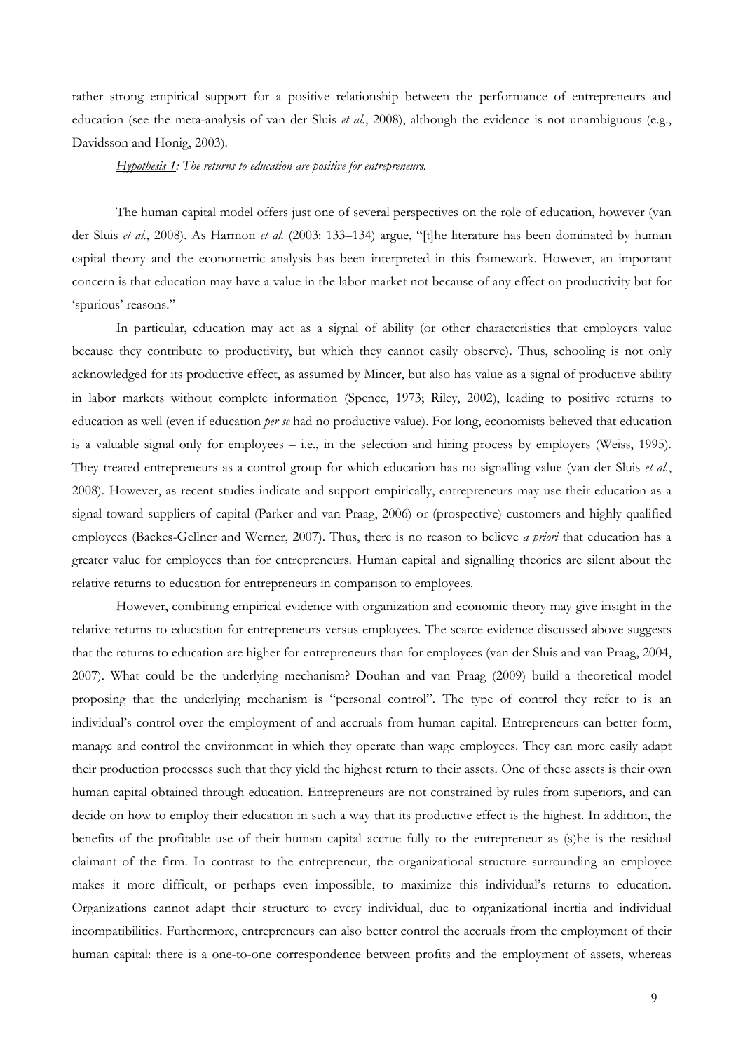rather strong empirical support for a positive relationship between the performance of entrepreneurs and education (see the meta-analysis of van der Sluis *et al.*, 2008), although the evidence is not unambiguous (e.g., Davidsson and Honig, 2003).

*Hypothesis 1: The returns to education are positive for entrepreneurs.*

The human capital model offers just one of several perspectives on the role of education, however (van der Sluis *et al.*, 2008). As Harmon *et al.* (2003: 133–134) argue, "[t]he literature has been dominated by human capital theory and the econometric analysis has been interpreted in this framework. However, an important concern is that education may have a value in the labor market not because of any effect on productivity but for 'spurious' reasons."

In particular, education may act as a signal of ability (or other characteristics that employers value because they contribute to productivity, but which they cannot easily observe). Thus, schooling is not only acknowledged for its productive effect, as assumed by Mincer, but also has value as a signal of productive ability in labor markets without complete information (Spence, 1973; Riley, 2002), leading to positive returns to education as well (even if education *per se* had no productive value). For long, economists believed that education is a valuable signal only for employees – i.e., in the selection and hiring process by employers (Weiss, 1995). They treated entrepreneurs as a control group for which education has no signalling value (van der Sluis *et al.*, 2008). However, as recent studies indicate and support empirically, entrepreneurs may use their education as a signal toward suppliers of capital (Parker and van Praag, 2006) or (prospective) customers and highly qualified employees (Backes-Gellner and Werner, 2007). Thus, there is no reason to believe *a priori* that education has a greater value for employees than for entrepreneurs. Human capital and signalling theories are silent about the relative returns to education for entrepreneurs in comparison to employees.

However, combining empirical evidence with organization and economic theory may give insight in the relative returns to education for entrepreneurs versus employees. The scarce evidence discussed above suggests that the returns to education are higher for entrepreneurs than for employees (van der Sluis and van Praag, 2004, 2007). What could be the underlying mechanism? Douhan and van Praag (2009) build a theoretical model proposing that the underlying mechanism is "personal control". The type of control they refer to is an individual's control over the employment of and accruals from human capital. Entrepreneurs can better form, manage and control the environment in which they operate than wage employees. They can more easily adapt their production processes such that they yield the highest return to their assets. One of these assets is their own human capital obtained through education. Entrepreneurs are not constrained by rules from superiors, and can decide on how to employ their education in such a way that its productive effect is the highest. In addition, the benefits of the profitable use of their human capital accrue fully to the entrepreneur as (s)he is the residual claimant of the firm. In contrast to the entrepreneur, the organizational structure surrounding an employee makes it more difficult, or perhaps even impossible, to maximize this individual's returns to education. Organizations cannot adapt their structure to every individual, due to organizational inertia and individual incompatibilities. Furthermore, entrepreneurs can also better control the accruals from the employment of their human capital: there is a one-to-one correspondence between profits and the employment of assets, whereas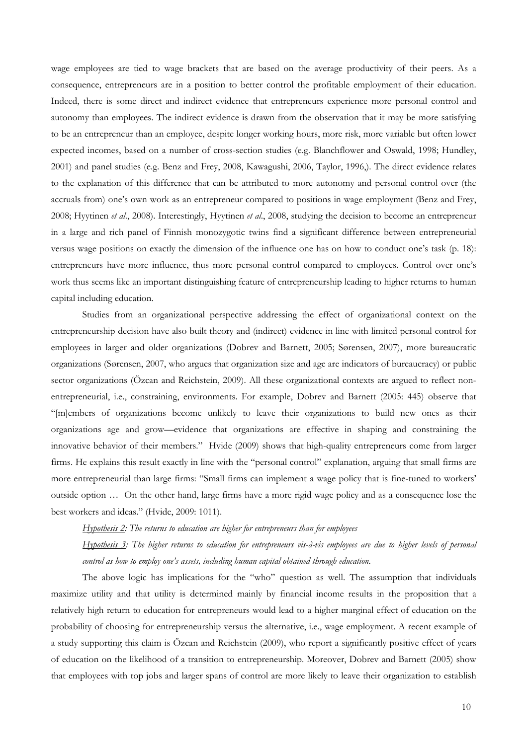wage employees are tied to wage brackets that are based on the average productivity of their peers. As a consequence, entrepreneurs are in a position to better control the profitable employment of their education. Indeed, there is some direct and indirect evidence that entrepreneurs experience more personal control and autonomy than employees. The indirect evidence is drawn from the observation that it may be more satisfying to be an entrepreneur than an employee, despite longer working hours, more risk, more variable but often lower expected incomes, based on a number of cross-section studies (e.g. Blanchflower and Oswald, 1998; Hundley, 2001) and panel studies (e.g. Benz and Frey, 2008, Kawagushi, 2006, Taylor, 1996,). The direct evidence relates to the explanation of this difference that can be attributed to more autonomy and personal control over (the accruals from) one's own work as an entrepreneur compared to positions in wage employment (Benz and Frey, 2008; Hyytinen *et al*., 2008). Interestingly, Hyytinen *et al*., 2008, studying the decision to become an entrepreneur in a large and rich panel of Finnish monozygotic twins find a significant difference between entrepreneurial versus wage positions on exactly the dimension of the influence one has on how to conduct one's task (p. 18): entrepreneurs have more influence, thus more personal control compared to employees. Control over one's work thus seems like an important distinguishing feature of entrepreneurship leading to higher returns to human capital including education.

Studies from an organizational perspective addressing the effect of organizational context on the entrepreneurship decision have also built theory and (indirect) evidence in line with limited personal control for employees in larger and older organizations (Dobrev and Barnett, 2005; Sørensen, 2007), more bureaucratic organizations (Sørensen, 2007, who argues that organization size and age are indicators of bureaucracy) or public sector organizations (Özcan and Reichstein, 2009). All these organizational contexts are argued to reflect non-entrepreneurial, i.e., constraining, environments. For example, Dobrev and Barnett (2005: 445) observe that "[m]embers of organizations become unlikely to leave their organizations to build new ones as their organizations age and grow—evidence that organizations are effective in shaping and constraining the innovative behavior of their members." Hvide (2009) shows that high-quality entrepreneurs come from larger firms. He explains this result exactly in line with the "personal control" explanation, arguing that small firms are more entrepreneurial than large firms: "Small firms can implement a wage policy that is fine-tuned to workers' outside option … On the other hand, large firms have a more rigid wage policy and as a consequence lose the best workers and ideas." (Hvide, 2009: 1011).

*Hypothesis 2: The returns to education are higher for entrepreneurs than for employees*

*Hypothesis 3: The higher returns to education for entrepreneurs vis-à-vis employees are due to higher levels of personal control as how to employ one's assets, including human capital obtained through education.*

The above logic has implications for the "who" question as well. The assumption that individuals maximize utility and that utility is determined mainly by financial income results in the proposition that a relatively high return to education for entrepreneurs would lead to a higher marginal effect of education on the probability of choosing for entrepreneurship versus the alternative, i.e., wage employment. A recent example of a study supporting this claim is Özcan and Reichstein (2009), who report a significantly positive effect of years of education on the likelihood of a transition to entrepreneurship. Moreover, Dobrev and Barnett (2005) show that employees with top jobs and larger spans of control are more likely to leave their organization to establish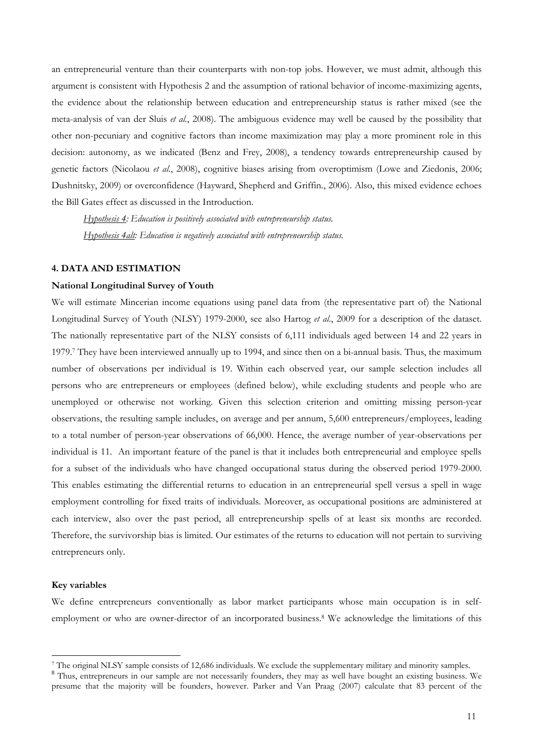an entrepreneurial venture than their counterparts with non-top jobs. However, we must admit, although this argument is consistent with Hypothesis 2 and the assumption of rational behavior of income-maximizing agents, the evidence about the relationship between education and entrepreneurship status is rather mixed (see the meta-analysis of van der Sluis *et al.*, 2008). The ambiguous evidence may well be caused by the possibility that other non-pecuniary and cognitive factors than income maximization may play a more prominent role in this decision: autonomy, as we indicated (Benz and Frey, 2008), a tendency towards entrepreneurship caused by genetic factors (Nicolaou *et al.*, 2008), cognitive biases arising from overoptimism (Lowe and Ziedonis, 2006; Dushnitsky, 2009) or overconfidence (Hayward, Shepherd and Griffin., 2006). Also, this mixed evidence echoes the Bill Gates effect as discussed in the Introduction.

*Hypothesis 4: Education is positively associated with entrepreneurship status.*

*Hypothesis 4alt: Education is negatively associated with entrepreneurship status.*

## 4. DATA AND ESTIMATION

### National Longitudinal Survey of Youth

We will estimate Mincerian income equations using panel data from (the representative part of) the National Longitudinal Survey of Youth (NLSY) 1979-2000, see also Hartog *et al.*, 2009 for a description of the dataset. The nationally representative part of the NLSY consists of 6,111 individuals aged between 14 and 22 years in 1979.[7] They have been interviewed annually up to 1994, and since then on a bi-annual basis. Thus, the maximum number of observations per individual is 19. Within each observed year, our sample selection includes all persons who are entrepreneurs or employees (defined below), while excluding students and people who are unemployed or otherwise not working. Given this selection criterion and omitting missing person-year observations, the resulting sample includes, on average and per annum, 5,600 entrepreneurs/employees, leading to a total number of person-year observations of 66,000. Hence, the average number of year-observations per individual is 11. An important feature of the panel is that it includes both entrepreneurial and employee spells for a subset of the individuals who have changed occupational status during the observed period 1979-2000. This enables estimating the differential returns to education in an entrepreneurial spell versus a spell in wage employment controlling for fixed traits of individuals. Moreover, as occupational positions are administered at each interview, also over the past period, all entrepreneurship spells of at least six months are recorded. Therefore, the survivorship bias is limited. Our estimates of the returns to education will not pertain to surviving entrepreneurs only.

### Key variables

We define entrepreneurs conventionally as labor market participants whose main occupation is in self-employment or who are owner-director of an incorporated business.[8] We acknowledge the limitations of this

[7] The original NLSY sample consists of 12,686 individuals. We exclude the supplementary military and minority samples.

[8] Thus, entrepreneurs in our sample are not necessarily founders, they may as well have bought an existing business. We presume that the majority will be founders, however. Parker and Van Praag (2007) calculate that 83 percent of the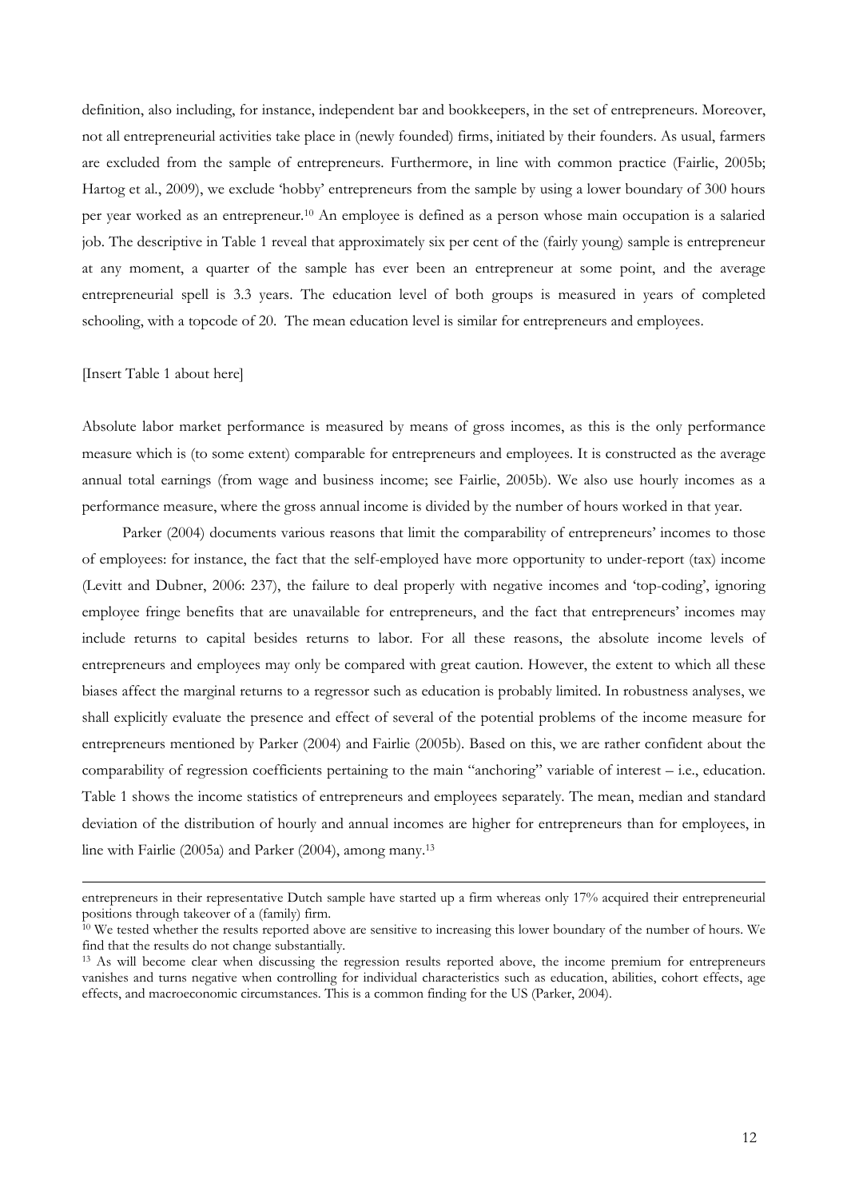definition, also including, for instance, independent bar and bookkeepers, in the set of entrepreneurs. Moreover, not all entrepreneurial activities take place in (newly founded) firms, initiated by their founders. As usual, farmers are excluded from the sample of entrepreneurs. Furthermore, in line with common practice (Fairlie, 2005b; Hartog et al., 2009), we exclude 'hobby' entrepreneurs from the sample by using a lower boundary of 300 hours per year worked as an entrepreneur.[10] An employee is defined as a person whose main occupation is a salaried job. The descriptive in Table 1 reveal that approximately six per cent of the (fairly young) sample is entrepreneur at any moment, a quarter of the sample has ever been an entrepreneur at some point, and the average entrepreneurial spell is 3.3 years. The education level of both groups is measured in years of completed schooling, with a topcode of 20. The mean education level is similar for entrepreneurs and employees.

[Insert Table 1 about here]

Absolute labor market performance is measured by means of gross incomes, as this is the only performance measure which is (to some extent) comparable for entrepreneurs and employees. It is constructed as the average annual total earnings (from wage and business income; see Fairlie, 2005b). We also use hourly incomes as a performance measure, where the gross annual income is divided by the number of hours worked in that year.

Parker (2004) documents various reasons that limit the comparability of entrepreneurs' incomes to those of employees: for instance, the fact that the self-employed have more opportunity to under-report (tax) income (Levitt and Dubner, 2006: 237), the failure to deal properly with negative incomes and 'top-coding', ignoring employee fringe benefits that are unavailable for entrepreneurs, and the fact that entrepreneurs' incomes may include returns to capital besides returns to labor. For all these reasons, the absolute income levels of entrepreneurs and employees may only be compared with great caution. However, the extent to which all these biases affect the marginal returns to a regressor such as education is probably limited. In robustness analyses, we shall explicitly evaluate the presence and effect of several of the potential problems of the income measure for entrepreneurs mentioned by Parker (2004) and Fairlie (2005b). Based on this, we are rather confident about the comparability of regression coefficients pertaining to the main "anchoring" variable of interest – i.e., education. Table 1 shows the income statistics of entrepreneurs and employees separately. The mean, median and standard deviation of the distribution of hourly and annual incomes are higher for entrepreneurs than for employees, in line with Fairlie (2005a) and Parker (2004), among many.[13]

---

entrepreneurs in their representative Dutch sample have started up a firm whereas only 17% acquired their entrepreneurial positions through takeover of a (family) firm.

[10] We tested whether the results reported above are sensitive to increasing this lower boundary of the number of hours. We find that the results do not change substantially.

[13] As will become clear when discussing the regression results reported above, the income premium for entrepreneurs vanishes and turns negative when controlling for individual characteristics such as education, abilities, cohort effects, age effects, and macroeconomic circumstances. This is a common finding for the US (Parker, 2004).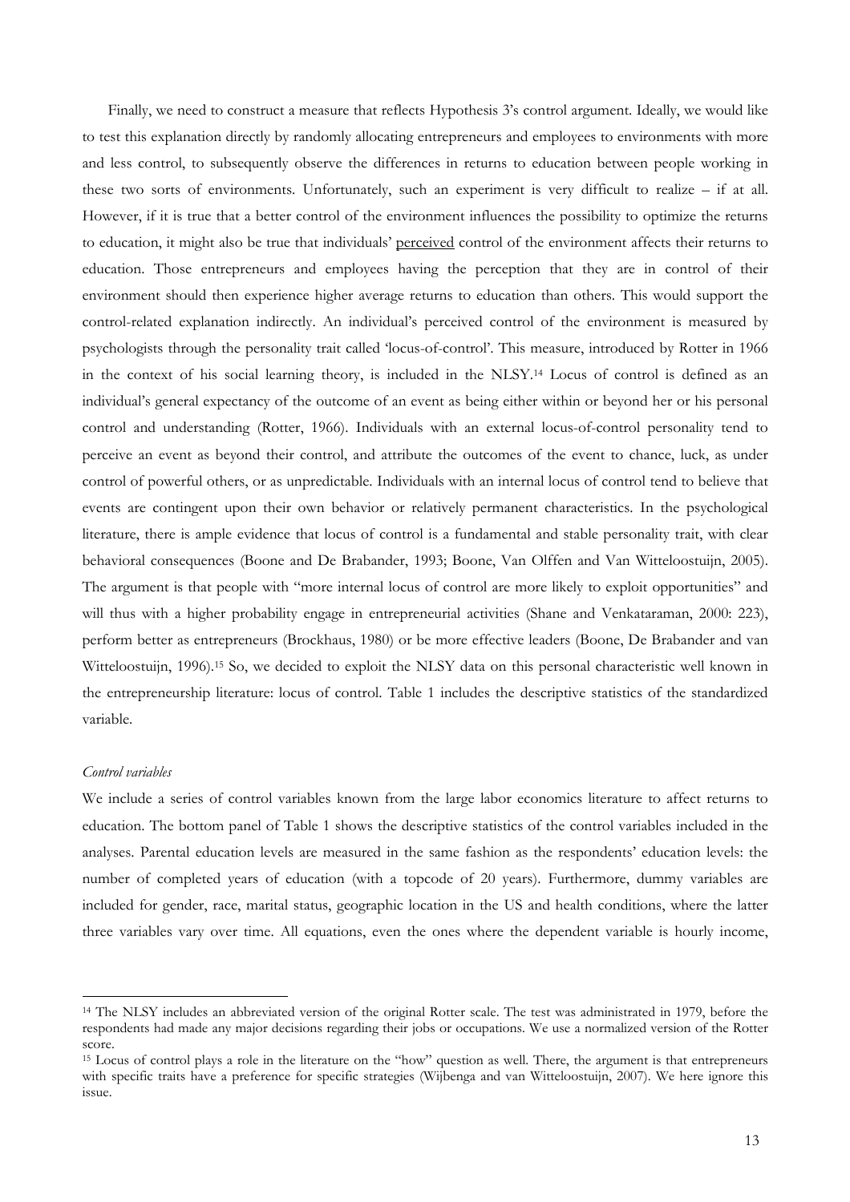Finally, we need to construct a measure that reflects Hypothesis 3's control argument. Ideally, we would like to test this explanation directly by randomly allocating entrepreneurs and employees to environments with more and less control, to subsequently observe the differences in returns to education between people working in these two sorts of environments. Unfortunately, such an experiment is very difficult to realize – if at all. However, if it is true that a better control of the environment influences the possibility to optimize the returns to education, it might also be true that individuals' perceived control of the environment affects their returns to education. Those entrepreneurs and employees having the perception that they are in control of their environment should then experience higher average returns to education than others. This would support the control-related explanation indirectly. An individual's perceived control of the environment is measured by psychologists through the personality trait called 'locus-of-control'. This measure, introduced by Rotter in 1966 in the context of his social learning theory, is included in the NLSY.[14] Locus of control is defined as an individual's general expectancy of the outcome of an event as being either within or beyond her or his personal control and understanding (Rotter, 1966). Individuals with an external locus-of-control personality tend to perceive an event as beyond their control, and attribute the outcomes of the event to chance, luck, as under control of powerful others, or as unpredictable. Individuals with an internal locus of control tend to believe that events are contingent upon their own behavior or relatively permanent characteristics. In the psychological literature, there is ample evidence that locus of control is a fundamental and stable personality trait, with clear behavioral consequences (Boone and De Brabander, 1993; Boone, Van Olffen and Van Witteloostuijn, 2005). The argument is that people with "more internal locus of control are more likely to exploit opportunities" and will thus with a higher probability engage in entrepreneurial activities (Shane and Venkataraman, 2000: 223), perform better as entrepreneurs (Brockhaus, 1980) or be more effective leaders (Boone, De Brabander and van Witteloostuijn, 1996).[15] So, we decided to exploit the NLSY data on this personal characteristic well known in the entrepreneurship literature: locus of control. Table 1 includes the descriptive statistics of the standardized variable.

*Control variables*

We include a series of control variables known from the large labor economics literature to affect returns to education. The bottom panel of Table 1 shows the descriptive statistics of the control variables included in the analyses. Parental education levels are measured in the same fashion as the respondents' education levels: the number of completed years of education (with a topcode of 20 years). Furthermore, dummy variables are included for gender, race, marital status, geographic location in the US and health conditions, where the latter three variables vary over time. All equations, even the ones where the dependent variable is hourly income,

---

[14] The NLSY includes an abbreviated version of the original Rotter scale. The test was administrated in 1979, before the respondents had made any major decisions regarding their jobs or occupations. We use a normalized version of the Rotter score.

[15] Locus of control plays a role in the literature on the "how" question as well. There, the argument is that entrepreneurs with specific traits have a preference for specific strategies (Wijbenga and van Witteloostuijn, 2007). We here ignore this issue.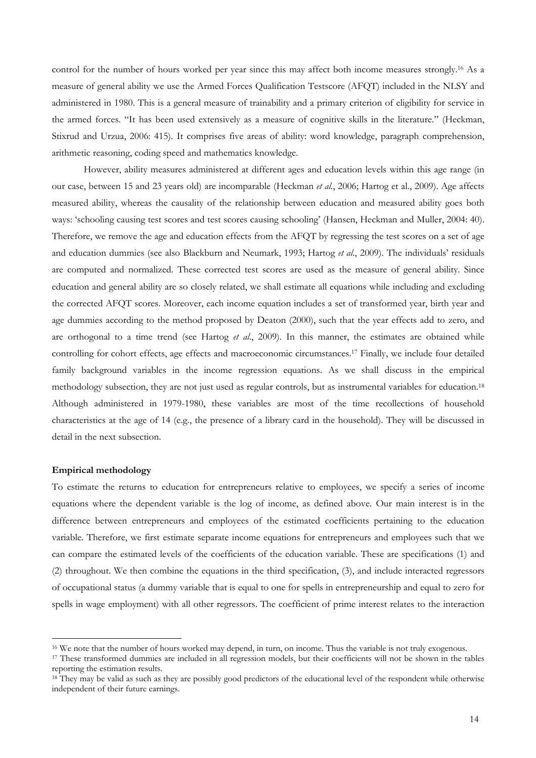control for the number of hours worked per year since this may affect both income measures strongly.[16] As a measure of general ability we use the Armed Forces Qualification Testscore (AFQT) included in the NLSY and administered in 1980. This is a general measure of trainability and a primary criterion of eligibility for service in the armed forces. "It has been used extensively as a measure of cognitive skills in the literature." (Heckman, Stixrud and Urzua, 2006: 415). It comprises five areas of ability: word knowledge, paragraph comprehension, arithmetic reasoning, coding speed and mathematics knowledge.

However, ability measures administered at different ages and education levels within this age range (in our case, between 15 and 23 years old) are incomparable (Heckman *et al.*, 2006; Hartog et al., 2009). Age affects measured ability, whereas the causality of the relationship between education and measured ability goes both ways: 'schooling causing test scores and test scores causing schooling' (Hansen, Heckman and Muller, 2004: 40). Therefore, we remove the age and education effects from the AFQT by regressing the test scores on a set of age and education dummies (see also Blackburn and Neumark, 1993; Hartog *et al.*, 2009). The individuals' residuals are computed and normalized. These corrected test scores are used as the measure of general ability. Since education and general ability are so closely related, we shall estimate all equations while including and excluding the corrected AFQT scores. Moreover, each income equation includes a set of transformed year, birth year and age dummies according to the method proposed by Deaton (2000), such that the year effects add to zero, and are orthogonal to a time trend (see Hartog *et al.*, 2009). In this manner, the estimates are obtained while controlling for cohort effects, age effects and macroeconomic circumstances.[17] Finally, we include four detailed family background variables in the income regression equations. As we shall discuss in the empirical methodology subsection, they are not just used as regular controls, but as instrumental variables for education.[18] Although administered in 1979-1980, these variables are most of the time recollections of household characteristics at the age of 14 (e.g., the presence of a library card in the household). They will be discussed in detail in the next subsection.

**Empirical methodology**

To estimate the returns to education for entrepreneurs relative to employees, we specify a series of income equations where the dependent variable is the log of income, as defined above. Our main interest is in the difference between entrepreneurs and employees of the estimated coefficients pertaining to the education variable. Therefore, we first estimate separate income equations for entrepreneurs and employees such that we can compare the estimated levels of the coefficients of the education variable. These are specifications (1) and (2) throughout. We then combine the equations in the third specification, (3), and include interacted regressors of occupational status (a dummy variable that is equal to one for spells in entrepreneurship and equal to zero for spells in wage employment) with all other regressors. The coefficient of prime interest relates to the interaction

---

[16] We note that the number of hours worked may depend, in turn, on income. Thus the variable is not truly exogenous.

[17] These transformed dummies are included in all regression models, but their coefficients will not be shown in the tables reporting the estimation results.

[18] They may be valid as such as they are possibly good predictors of the educational level of the respondent while otherwise independent of their future earnings.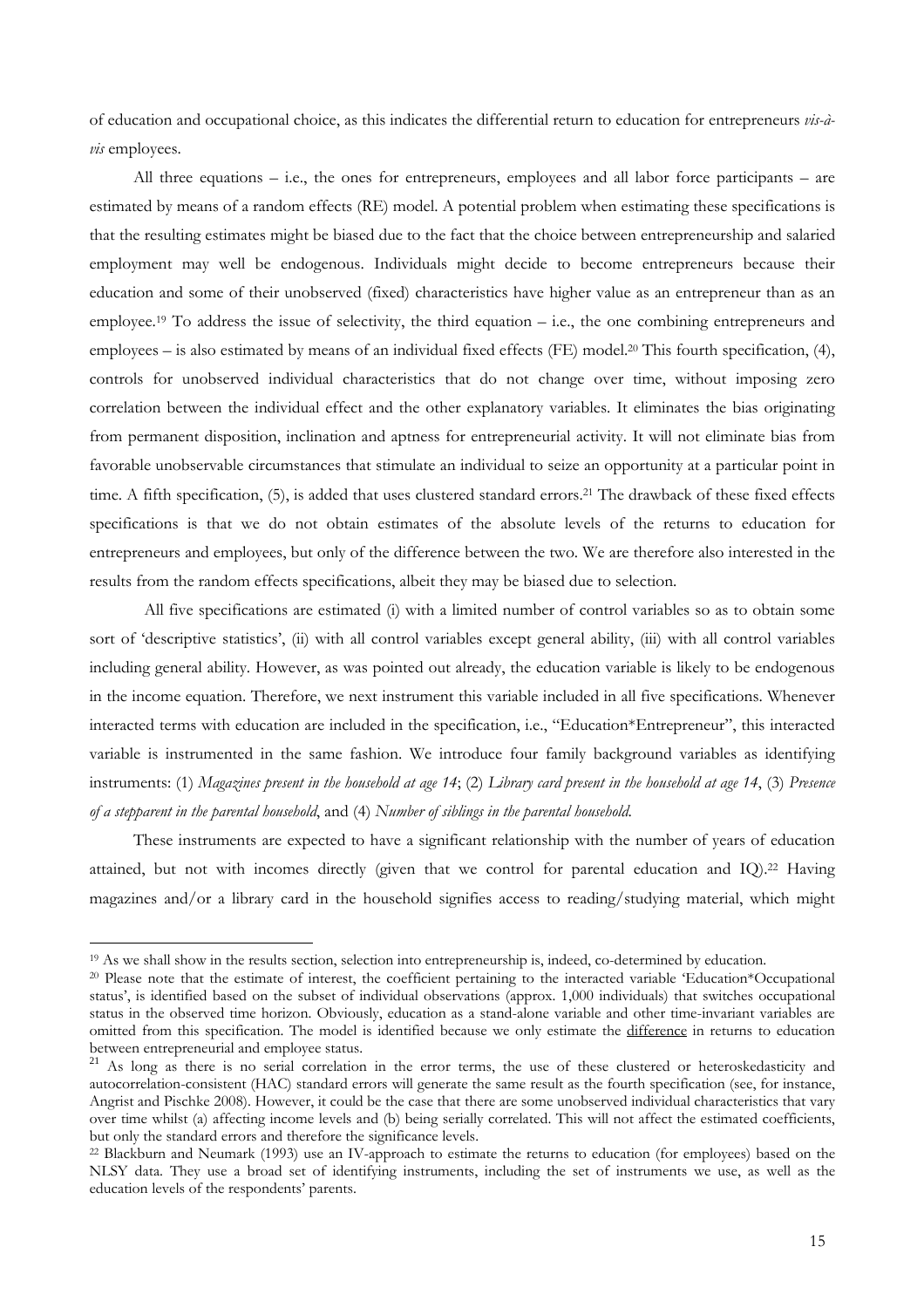of education and occupational choice, as this indicates the differential return to education for entrepreneurs *vis-à-vis* employees.

All three equations – i.e., the ones for entrepreneurs, employees and all labor force participants – are estimated by means of a random effects (RE) model. A potential problem when estimating these specifications is that the resulting estimates might be biased due to the fact that the choice between entrepreneurship and salaried employment may well be endogenous. Individuals might decide to become entrepreneurs because their education and some of their unobserved (fixed) characteristics have higher value as an entrepreneur than as an employee.[19] To address the issue of selectivity, the third equation – i.e., the one combining entrepreneurs and employees – is also estimated by means of an individual fixed effects (FE) model.[20] This fourth specification, (4), controls for unobserved individual characteristics that do not change over time, without imposing zero correlation between the individual effect and the other explanatory variables. It eliminates the bias originating from permanent disposition, inclination and aptness for entrepreneurial activity. It will not eliminate bias from favorable unobservable circumstances that stimulate an individual to seize an opportunity at a particular point in time. A fifth specification, (5), is added that uses clustered standard errors.[21] The drawback of these fixed effects specifications is that we do not obtain estimates of the absolute levels of the returns to education for entrepreneurs and employees, but only of the difference between the two. We are therefore also interested in the results from the random effects specifications, albeit they may be biased due to selection.

All five specifications are estimated (i) with a limited number of control variables so as to obtain some sort of 'descriptive statistics', (ii) with all control variables except general ability, (iii) with all control variables including general ability. However, as was pointed out already, the education variable is likely to be endogenous in the income equation. Therefore, we next instrument this variable included in all five specifications. Whenever interacted terms with education are included in the specification, i.e., "Education*Entrepreneur", this interacted variable is instrumented in the same fashion. We introduce four family background variables as identifying instruments: (1) *Magazines present in the household at age 14*; (2) *Library card present in the household at age 14*, (3) *Presence of a stepparent in the parental household*, and (4) *Number of siblings in the parental household*.

These instruments are expected to have a significant relationship with the number of years of education attained, but not with incomes directly (given that we control for parental education and IQ).[22] Having magazines and/or a library card in the household signifies access to reading/studying material, which might

---

[19] As we shall show in the results section, selection into entrepreneurship is, indeed, co-determined by education.

[20] Please note that the estimate of interest, the coefficient pertaining to the interacted variable 'Education*Occupational status', is identified based on the subset of individual observations (approx. 1,000 individuals) that switches occupational status in the observed time horizon. Obviously, education as a stand-alone variable and other time-invariant variables are omitted from this specification. The model is identified because we only estimate the difference in returns to education between entrepreneurial and employee status.

[21] As long as there is no serial correlation in the error terms, the use of these clustered or heteroskedasticity and autocorrelation-consistent (HAC) standard errors will generate the same result as the fourth specification (see, for instance, Angrist and Pischke 2008). However, it could be the case that there are some unobserved individual characteristics that vary over time whilst (a) affecting income levels and (b) being serially correlated. This will not affect the estimated coefficients, but only the standard errors and therefore the significance levels.

[22] Blackburn and Neumark (1993) use an IV-approach to estimate the returns to education (for employees) based on the NLSY data. They use a broad set of identifying instruments, including the set of instruments we use, as well as the education levels of the respondents' parents.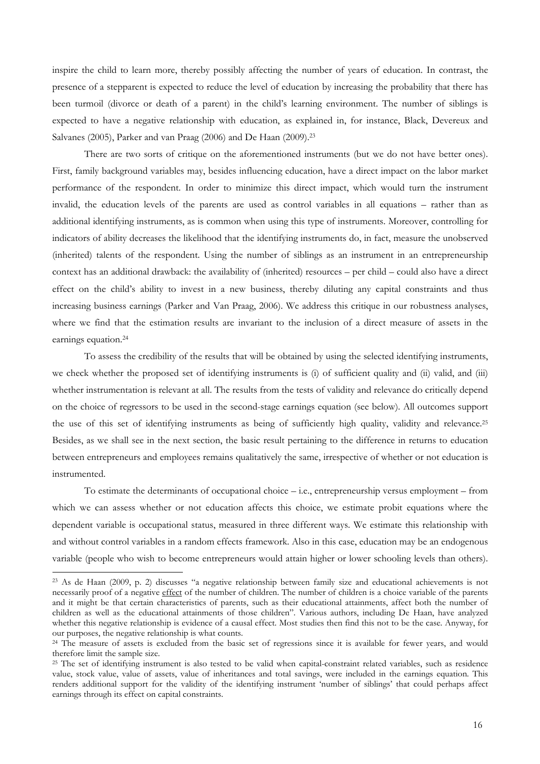inspire the child to learn more, thereby possibly affecting the number of years of education. In contrast, the presence of a stepparent is expected to reduce the level of education by increasing the probability that there has been turmoil (divorce or death of a parent) in the child's learning environment. The number of siblings is expected to have a negative relationship with education, as explained in, for instance, Black, Devereux and Salvanes (2005), Parker and van Praag (2006) and De Haan (2009).[23]

There are two sorts of critique on the aforementioned instruments (but we do not have better ones). First, family background variables may, besides influencing education, have a direct impact on the labor market performance of the respondent. In order to minimize this direct impact, which would turn the instrument invalid, the education levels of the parents are used as control variables in all equations – rather than as additional identifying instruments, as is common when using this type of instruments. Moreover, controlling for indicators of ability decreases the likelihood that the identifying instruments do, in fact, measure the unobserved (inherited) talents of the respondent. Using the number of siblings as an instrument in an entrepreneurship context has an additional drawback: the availability of (inherited) resources – per child – could also have a direct effect on the child's ability to invest in a new business, thereby diluting any capital constraints and thus increasing business earnings (Parker and Van Praag, 2006). We address this critique in our robustness analyses, where we find that the estimation results are invariant to the inclusion of a direct measure of assets in the earnings equation.[24]

To assess the credibility of the results that will be obtained by using the selected identifying instruments, we check whether the proposed set of identifying instruments is (i) of sufficient quality and (ii) valid, and (iii) whether instrumentation is relevant at all. The results from the tests of validity and relevance do critically depend on the choice of regressors to be used in the second-stage earnings equation (see below). All outcomes support the use of this set of identifying instruments as being of sufficiently high quality, validity and relevance.[25] Besides, as we shall see in the next section, the basic result pertaining to the difference in returns to education between entrepreneurs and employees remains qualitatively the same, irrespective of whether or not education is instrumented.

To estimate the determinants of occupational choice – i.e., entrepreneurship versus employment – from which we can assess whether or not education affects this choice, we estimate probit equations where the dependent variable is occupational status, measured in three different ways. We estimate this relationship with and without control variables in a random effects framework. Also in this case, education may be an endogenous variable (people who wish to become entrepreneurs would attain higher or lower schooling levels than others).

---

[23] As de Haan (2009, p. 2) discusses "a negative relationship between family size and educational achievements is not necessarily proof of a negative <u>effect</u> of the number of children. The number of children is a choice variable of the parents and it might be that certain characteristics of parents, such as their educational attainments, affect both the number of children as well as the educational attainments of those children". Various authors, including De Haan, have analyzed whether this negative relationship is evidence of a causal effect. Most studies then find this not to be the case. Anyway, for our purposes, the negative relationship is what counts.

[24] The measure of assets is excluded from the basic set of regressions since it is available for fewer years, and would therefore limit the sample size.

[25] The set of identifying instrument is also tested to be valid when capital-constraint related variables, such as residence value, stock value, value of assets, value of inheritances and total savings, were included in the earnings equation. This renders additional support for the validity of the identifying instrument 'number of siblings' that could perhaps affect earnings through its effect on capital constraints.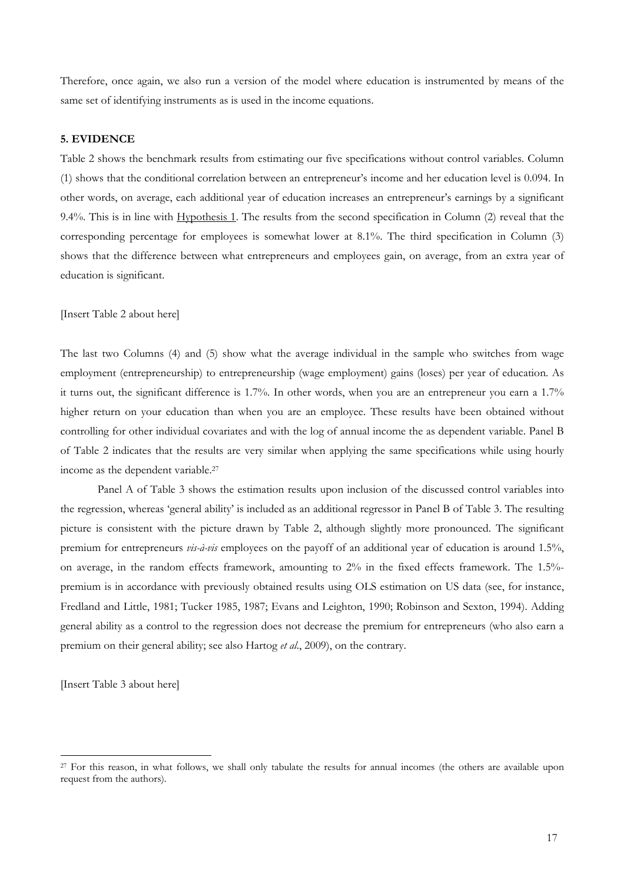Therefore, once again, we also run a version of the model where education is instrumented by means of the same set of identifying instruments as is used in the income equations.

## 5. EVIDENCE

Table 2 shows the benchmark results from estimating our five specifications without control variables. Column (1) shows that the conditional correlation between an entrepreneur's income and her education level is 0.094. In other words, on average, each additional year of education increases an entrepreneur's earnings by a significant 9.4%. This is in line with Hypothesis 1. The results from the second specification in Column (2) reveal that the corresponding percentage for employees is somewhat lower at 8.1%. The third specification in Column (3) shows that the difference between what entrepreneurs and employees gain, on average, from an extra year of education is significant.

[Insert Table 2 about here]

The last two Columns (4) and (5) show what the average individual in the sample who switches from wage employment (entrepreneurship) to entrepreneurship (wage employment) gains (loses) per year of education. As it turns out, the significant difference is 1.7%. In other words, when you are an entrepreneur you earn a 1.7% higher return on your education than when you are an employee. These results have been obtained without controlling for other individual covariates and with the log of annual income the as dependent variable. Panel B of Table 2 indicates that the results are very similar when applying the same specifications while using hourly income as the dependent variable.[27]

Panel A of Table 3 shows the estimation results upon inclusion of the discussed control variables into the regression, whereas 'general ability' is included as an additional regressor in Panel B of Table 3. The resulting picture is consistent with the picture drawn by Table 2, although slightly more pronounced. The significant premium for entrepreneurs *vis-à-vis* employees on the payoff of an additional year of education is around 1.5%, on average, in the random effects framework, amounting to 2% in the fixed effects framework. The 1.5%-premium is in accordance with previously obtained results using OLS estimation on US data (see, for instance, Fredland and Little, 1981; Tucker 1985, 1987; Evans and Leighton, 1990; Robinson and Sexton, 1994). Adding general ability as a control to the regression does not decrease the premium for entrepreneurs (who also earn a premium on their general ability; see also Hartog *et al*., 2009), on the contrary.

[Insert Table 3 about here]

[27] For this reason, in what follows, we shall only tabulate the results for annual incomes (the others are available upon request from the authors).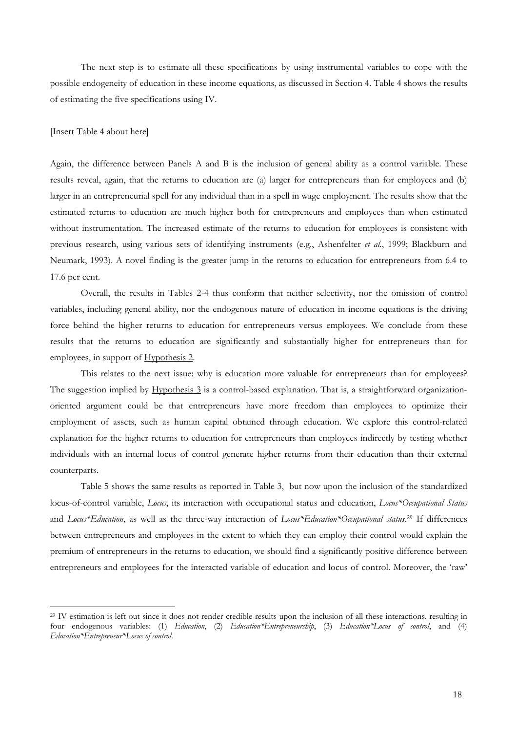The next step is to estimate all these specifications by using instrumental variables to cope with the possible endogeneity of education in these income equations, as discussed in Section 4. Table 4 shows the results of estimating the five specifications using IV.

[Insert Table 4 about here]

Again, the difference between Panels A and B is the inclusion of general ability as a control variable. These results reveal, again, that the returns to education are (a) larger for entrepreneurs than for employees and (b) larger in an entrepreneurial spell for any individual than in a spell in wage employment. The results show that the estimated returns to education are much higher both for entrepreneurs and employees than when estimated without instrumentation. The increased estimate of the returns to education for employees is consistent with previous research, using various sets of identifying instruments (e.g., Ashenfelter *et al.*, 1999; Blackburn and Neumark, 1993). A novel finding is the greater jump in the returns to education for entrepreneurs from 6.4 to 17.6 per cent.

Overall, the results in Tables 2-4 thus conform that neither selectivity, nor the omission of control variables, including general ability, nor the endogenous nature of education in income equations is the driving force behind the higher returns to education for entrepreneurs versus employees. We conclude from these results that the returns to education are significantly and substantially higher for entrepreneurs than for employees, in support of Hypothesis 2.

This relates to the next issue: why is education more valuable for entrepreneurs than for employees? The suggestion implied by Hypothesis 3 is a control-based explanation. That is, a straightforward organization-oriented argument could be that entrepreneurs have more freedom than employees to optimize their employment of assets, such as human capital obtained through education. We explore this control-related explanation for the higher returns to education for entrepreneurs than employees indirectly by testing whether individuals with an internal locus of control generate higher returns from their education than their external counterparts.

Table 5 shows the same results as reported in Table 3, but now upon the inclusion of the standardized locus-of-control variable, *Locus*, its interaction with occupational status and education, *Locus*Occupational Status* and *Locus*Education*, as well as the three-way interaction of *Locus*Education*Occupational status*.[29] If differences between entrepreneurs and employees in the extent to which they can employ their control would explain the premium of entrepreneurs in the returns to education, we should find a significantly positive difference between entrepreneurs and employees for the interacted variable of education and locus of control. Moreover, the 'raw'

---

[29] IV estimation is left out since it does not render credible results upon the inclusion of all these interactions, resulting in four endogenous variables: (1) *Education*, (2) *Education*Entrepreneurship*, (3) *Education*Locus of control*, and (4) *Education*Entrepreneur*Locus of control*.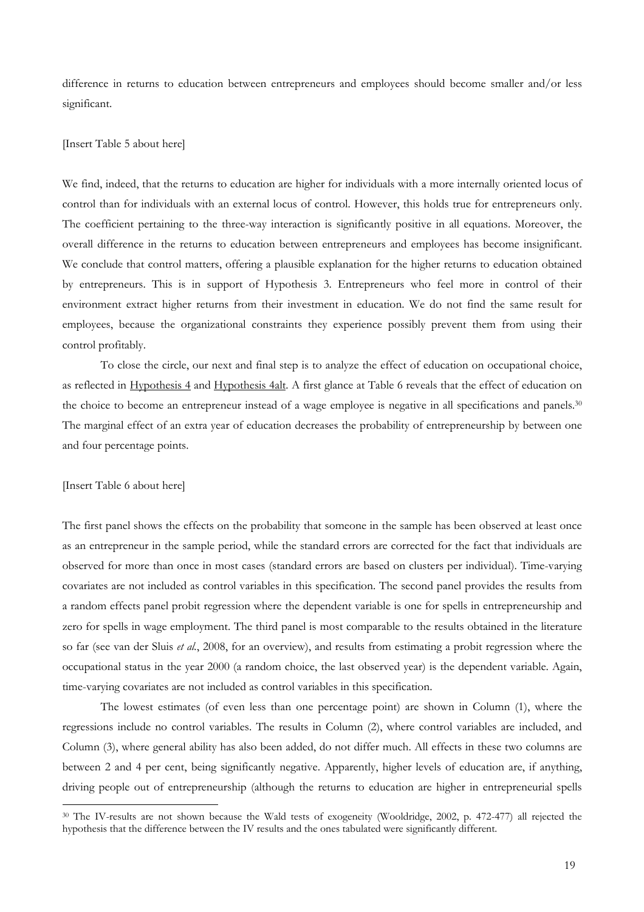difference in returns to education between entrepreneurs and employees should become smaller and/or less significant.

[Insert Table 5 about here]

We find, indeed, that the returns to education are higher for individuals with a more internally oriented locus of control than for individuals with an external locus of control. However, this holds true for entrepreneurs only. The coefficient pertaining to the three-way interaction is significantly positive in all equations. Moreover, the overall difference in the returns to education between entrepreneurs and employees has become insignificant. We conclude that control matters, offering a plausible explanation for the higher returns to education obtained by entrepreneurs. This is in support of Hypothesis 3. Entrepreneurs who feel more in control of their environment extract higher returns from their investment in education. We do not find the same result for employees, because the organizational constraints they experience possibly prevent them from using their control profitably.

To close the circle, our next and final step is to analyze the effect of education on occupational choice, as reflected in Hypothesis 4 and Hypothesis 4alt. A first glance at Table 6 reveals that the effect of education on the choice to become an entrepreneur instead of a wage employee is negative in all specifications and panels.[30] The marginal effect of an extra year of education decreases the probability of entrepreneurship by between one and four percentage points.

[Insert Table 6 about here]

The first panel shows the effects on the probability that someone in the sample has been observed at least once as an entrepreneur in the sample period, while the standard errors are corrected for the fact that individuals are observed for more than once in most cases (standard errors are based on clusters per individual). Time-varying covariates are not included as control variables in this specification. The second panel provides the results from a random effects panel probit regression where the dependent variable is one for spells in entrepreneurship and zero for spells in wage employment. The third panel is most comparable to the results obtained in the literature so far (see van der Sluis *et al.*, 2008, for an overview), and results from estimating a probit regression where the occupational status in the year 2000 (a random choice, the last observed year) is the dependent variable. Again, time-varying covariates are not included as control variables in this specification.

The lowest estimates (of even less than one percentage point) are shown in Column (1), where the regressions include no control variables. The results in Column (2), where control variables are included, and Column (3), where general ability has also been added, do not differ much. All effects in these two columns are between 2 and 4 per cent, being significantly negative. Apparently, higher levels of education are, if anything, driving people out of entrepreneurship (although the returns to education are higher in entrepreneurial spells

[30] The IV-results are not shown because the Wald tests of exogeneity (Wooldridge, 2002, p. 472-477) all rejected the hypothesis that the difference between the IV results and the ones tabulated were significantly different.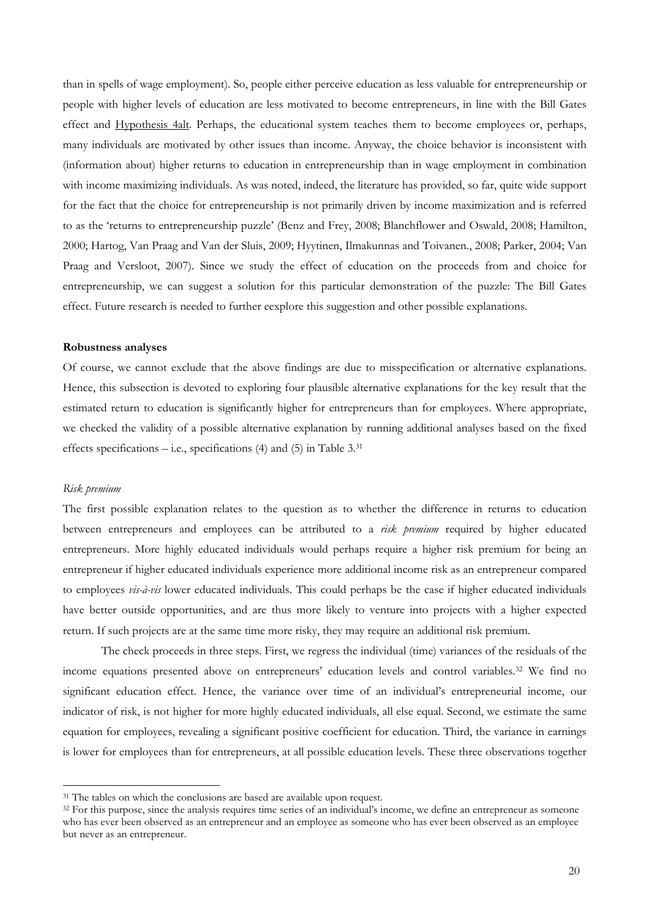than in spells of wage employment). So, people either perceive education as less valuable for entrepreneurship or people with higher levels of education are less motivated to become entrepreneurs, in line with the Bill Gates effect and Hypothesis 4alt. Perhaps, the educational system teaches them to become employees or, perhaps, many individuals are motivated by other issues than income. Anyway, the choice behavior is inconsistent with (information about) higher returns to education in entrepreneurship than in wage employment in combination with income maximizing individuals. As was noted, indeed, the literature has provided, so far, quite wide support for the fact that the choice for entrepreneurship is not primarily driven by income maximization and is referred to as the 'returns to entrepreneurship puzzle' (Benz and Frey, 2008; Blanchflower and Oswald, 2008; Hamilton, 2000; Hartog, Van Praag and Van der Sluis, 2009; Hyytinen, Ilmakunnas and Toivanen., 2008; Parker, 2004; Van Praag and Versloot, 2007). Since we study the effect of education on the proceeds from and choice for entrepreneurship, we can suggest a solution for this particular demonstration of the puzzle: The Bill Gates effect. Future research is needed to further eexplore this suggestion and other possible explanations.

**Robustness analyses**

Of course, we cannot exclude that the above findings are due to misspecification or alternative explanations. Hence, this subsection is devoted to exploring four plausible alternative explanations for the key result that the estimated return to education is significantly higher for entrepreneurs than for employees. Where appropriate, we checked the validity of a possible alternative explanation by running additional analyses based on the fixed effects specifications – i.e., specifications (4) and (5) in Table 3.[31]

*Risk premium*

The first possible explanation relates to the question as to whether the difference in returns to education between entrepreneurs and employees can be attributed to a *risk premium* required by higher educated entrepreneurs. More highly educated individuals would perhaps require a higher risk premium for being an entrepreneur if higher educated individuals experience more additional income risk as an entrepreneur compared to employees *vis-à-vis* lower educated individuals. This could perhaps be the case if higher educated individuals have better outside opportunities, and are thus more likely to venture into projects with a higher expected return. If such projects are at the same time more risky, they may require an additional risk premium.

The check proceeds in three steps. First, we regress the individual (time) variances of the residuals of the income equations presented above on entrepreneurs' education levels and control variables.[32] We find no significant education effect. Hence, the variance over time of an individual's entrepreneurial income, our indicator of risk, is not higher for more highly educated individuals, all else equal. Second, we estimate the same equation for employees, revealing a significant positive coefficient for education. Third, the variance in earnings is lower for employees than for entrepreneurs, at all possible education levels. These three observations together

---

[31] The tables on which the conclusions are based are available upon request.

[32] For this purpose, since the analysis requires time series of an individual's income, we define an entrepreneur as someone who has ever been observed as an entrepreneur and an employee as someone who has ever been observed as an employee but never as an entrepreneur.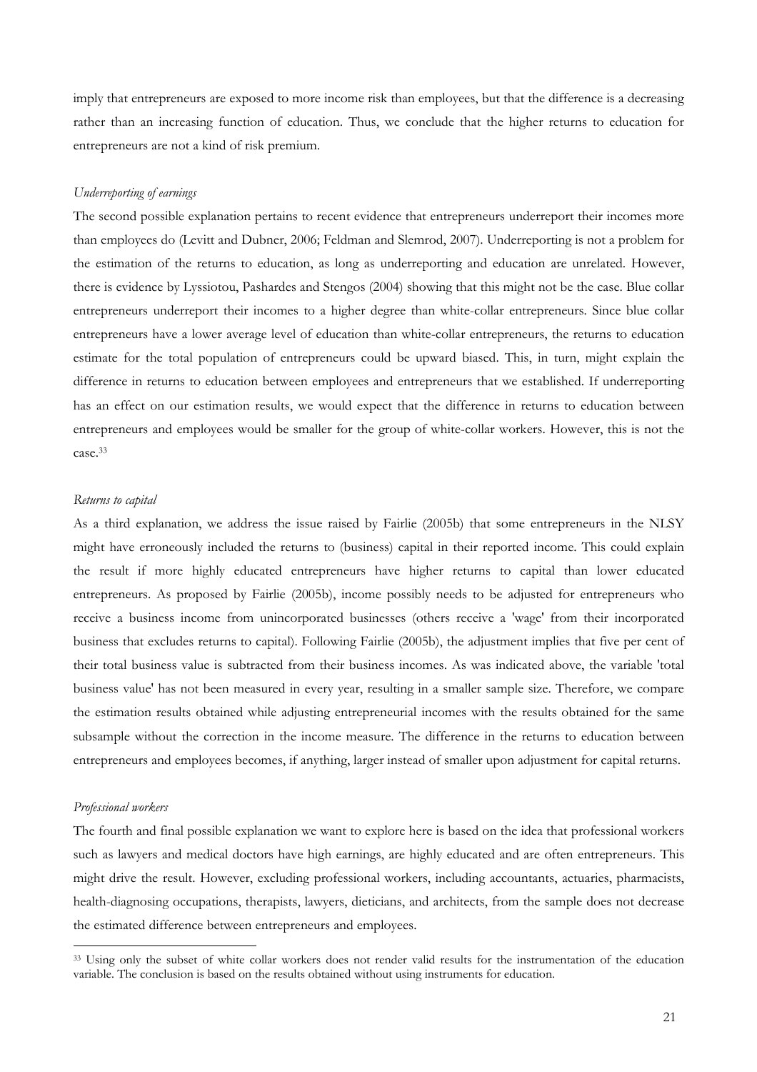imply that entrepreneurs are exposed to more income risk than employees, but that the difference is a decreasing rather than an increasing function of education. Thus, we conclude that the higher returns to education for entrepreneurs are not a kind of risk premium.

*Underreporting of earnings*

The second possible explanation pertains to recent evidence that entrepreneurs underreport their incomes more than employees do (Levitt and Dubner, 2006; Feldman and Slemrod, 2007). Underreporting is not a problem for the estimation of the returns to education, as long as underreporting and education are unrelated. However, there is evidence by Lyssiotou, Pashardes and Stengos (2004) showing that this might not be the case. Blue collar entrepreneurs underreport their incomes to a higher degree than white-collar entrepreneurs. Since blue collar entrepreneurs have a lower average level of education than white-collar entrepreneurs, the returns to education estimate for the total population of entrepreneurs could be upward biased. This, in turn, might explain the difference in returns to education between employees and entrepreneurs that we established. If underreporting has an effect on our estimation results, we would expect that the difference in returns to education between entrepreneurs and employees would be smaller for the group of white-collar workers. However, this is not the case.[33]

*Returns to capital*

As a third explanation, we address the issue raised by Fairlie (2005b) that some entrepreneurs in the NLSY might have erroneously included the returns to (business) capital in their reported income. This could explain the result if more highly educated entrepreneurs have higher returns to capital than lower educated entrepreneurs. As proposed by Fairlie (2005b), income possibly needs to be adjusted for entrepreneurs who receive a business income from unincorporated businesses (others receive a 'wage' from their incorporated business that excludes returns to capital). Following Fairlie (2005b), the adjustment implies that five per cent of their total business value is subtracted from their business incomes. As was indicated above, the variable 'total business value' has not been measured in every year, resulting in a smaller sample size. Therefore, we compare the estimation results obtained while adjusting entrepreneurial incomes with the results obtained for the same subsample without the correction in the income measure. The difference in the returns to education between entrepreneurs and employees becomes, if anything, larger instead of smaller upon adjustment for capital returns.

*Professional workers*

The fourth and final possible explanation we want to explore here is based on the idea that professional workers such as lawyers and medical doctors have high earnings, are highly educated and are often entrepreneurs. This might drive the result. However, excluding professional workers, including accountants, actuaries, pharmacists, health-diagnosing occupations, therapists, lawyers, dieticians, and architects, from the sample does not decrease the estimated difference between entrepreneurs and employees.

[33] Using only the subset of white collar workers does not render valid results for the instrumentation of the education variable. The conclusion is based on the results obtained without using instruments for education.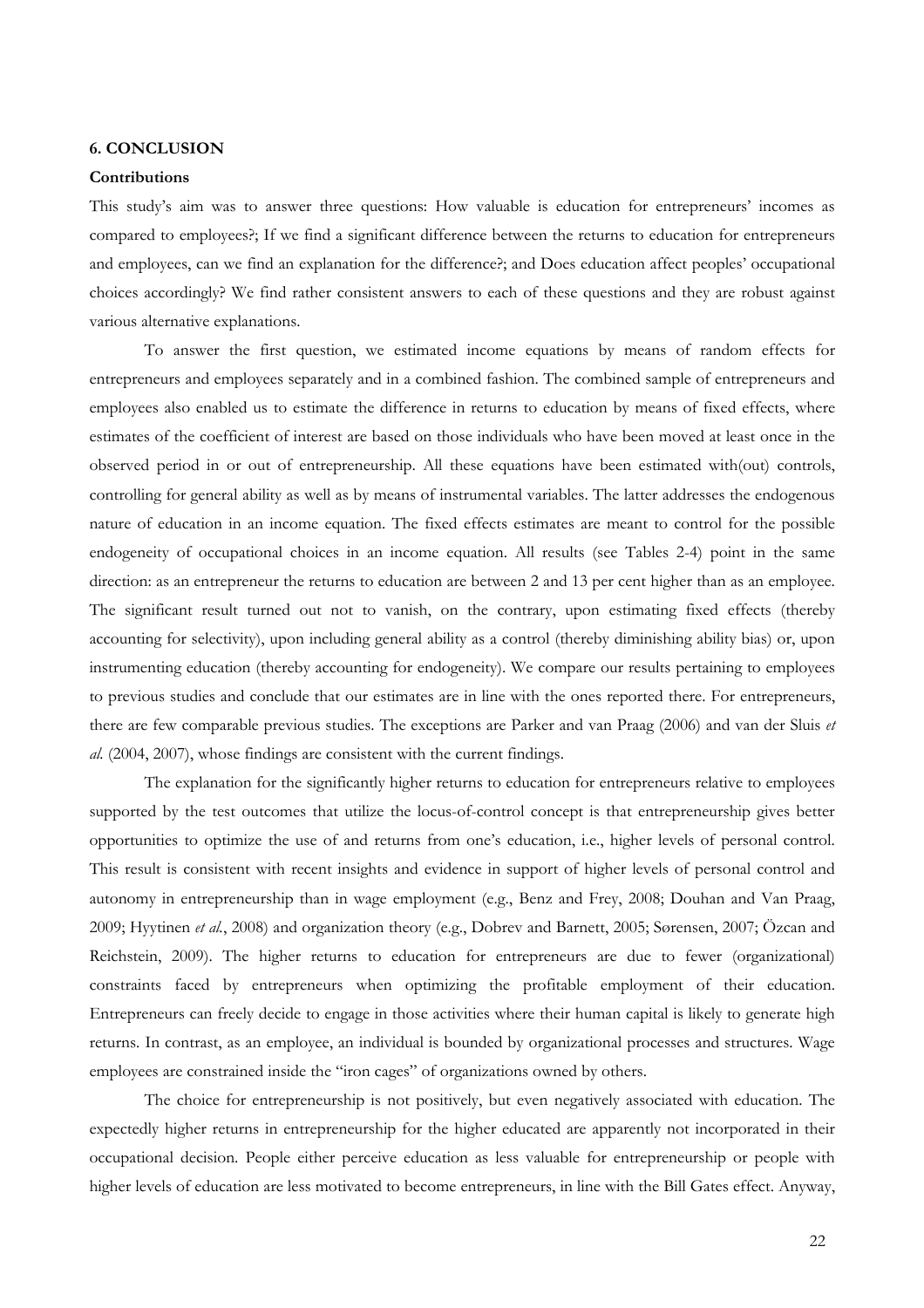## 6. CONCLUSION

### Contributions

This study's aim was to answer three questions: How valuable is education for entrepreneurs' incomes as compared to employees?; If we find a significant difference between the returns to education for entrepreneurs and employees, can we find an explanation for the difference?; and Does education affect peoples' occupational choices accordingly? We find rather consistent answers to each of these questions and they are robust against various alternative explanations.

To answer the first question, we estimated income equations by means of random effects for entrepreneurs and employees separately and in a combined fashion. The combined sample of entrepreneurs and employees also enabled us to estimate the difference in returns to education by means of fixed effects, where estimates of the coefficient of interest are based on those individuals who have been moved at least once in the observed period in or out of entrepreneurship. All these equations have been estimated with(out) controls, controlling for general ability as well as by means of instrumental variables. The latter addresses the endogenous nature of education in an income equation. The fixed effects estimates are meant to control for the possible endogeneity of occupational choices in an income equation. All results (see Tables 2-4) point in the same direction: as an entrepreneur the returns to education are between 2 and 13 per cent higher than as an employee. The significant result turned out not to vanish, on the contrary, upon estimating fixed effects (thereby accounting for selectivity), upon including general ability as a control (thereby diminishing ability bias) or, upon instrumenting education (thereby accounting for endogeneity). We compare our results pertaining to employees to previous studies and conclude that our estimates are in line with the ones reported there. For entrepreneurs, there are few comparable previous studies. The exceptions are Parker and van Praag (2006) and van der Sluis *et al.* (2004, 2007), whose findings are consistent with the current findings.

The explanation for the significantly higher returns to education for entrepreneurs relative to employees supported by the test outcomes that utilize the locus-of-control concept is that entrepreneurship gives better opportunities to optimize the use of and returns from one's education, i.e., higher levels of personal control. This result is consistent with recent insights and evidence in support of higher levels of personal control and autonomy in entrepreneurship than in wage employment (e.g., Benz and Frey, 2008; Douhan and Van Praag, 2009; Hyytinen *et al.*, 2008) and organization theory (e.g., Dobrev and Barnett, 2005; Sørensen, 2007; Özcan and Reichstein, 2009). The higher returns to education for entrepreneurs are due to fewer (organizational) constraints faced by entrepreneurs when optimizing the profitable employment of their education. Entrepreneurs can freely decide to engage in those activities where their human capital is likely to generate high returns. In contrast, as an employee, an individual is bounded by organizational processes and structures. Wage employees are constrained inside the "iron cages" of organizations owned by others.

The choice for entrepreneurship is not positively, but even negatively associated with education. The expectedly higher returns in entrepreneurship for the higher educated are apparently not incorporated in their occupational decision. People either perceive education as less valuable for entrepreneurship or people with higher levels of education are less motivated to become entrepreneurs, in line with the Bill Gates effect. Anyway,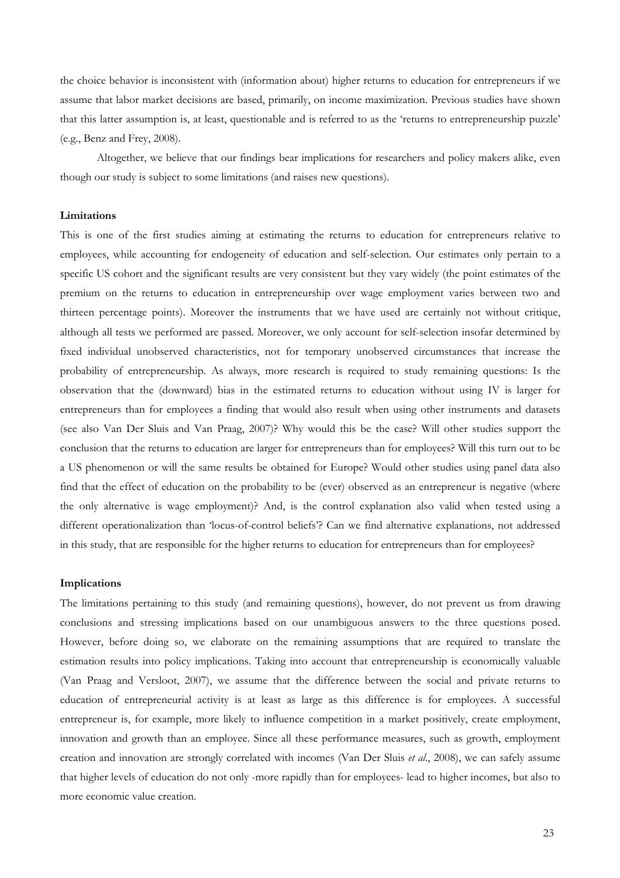the choice behavior is inconsistent with (information about) higher returns to education for entrepreneurs if we assume that labor market decisions are based, primarily, on income maximization. Previous studies have shown that this latter assumption is, at least, questionable and is referred to as the 'returns to entrepreneurship puzzle' (e.g., Benz and Frey, 2008).

Altogether, we believe that our findings bear implications for researchers and policy makers alike, even though our study is subject to some limitations (and raises new questions).

**Limitations**

This is one of the first studies aiming at estimating the returns to education for entrepreneurs relative to employees, while accounting for endogeneity of education and self-selection. Our estimates only pertain to a specific US cohort and the significant results are very consistent but they vary widely (the point estimates of the premium on the returns to education in entrepreneurship over wage employment varies between two and thirteen percentage points). Moreover the instruments that we have used are certainly not without critique, although all tests we performed are passed. Moreover, we only account for self-selection insofar determined by fixed individual unobserved characteristics, not for temporary unobserved circumstances that increase the probability of entrepreneurship. As always, more research is required to study remaining questions: Is the observation that the (downward) bias in the estimated returns to education without using IV is larger for entrepreneurs than for employees a finding that would also result when using other instruments and datasets (see also Van Der Sluis and Van Praag, 2007)? Why would this be the case? Will other studies support the conclusion that the returns to education are larger for entrepreneurs than for employees? Will this turn out to be a US phenomenon or will the same results be obtained for Europe? Would other studies using panel data also find that the effect of education on the probability to be (ever) observed as an entrepreneur is negative (where the only alternative is wage employment)? And, is the control explanation also valid when tested using a different operationalization than 'locus-of-control beliefs'? Can we find alternative explanations, not addressed in this study, that are responsible for the higher returns to education for entrepreneurs than for employees?

**Implications**

The limitations pertaining to this study (and remaining questions), however, do not prevent us from drawing conclusions and stressing implications based on our unambiguous answers to the three questions posed. However, before doing so, we elaborate on the remaining assumptions that are required to translate the estimation results into policy implications. Taking into account that entrepreneurship is economically valuable (Van Praag and Versloot, 2007), we assume that the difference between the social and private returns to education of entrepreneurial activity is at least as large as this difference is for employees. A successful entrepreneur is, for example, more likely to influence competition in a market positively, create employment, innovation and growth than an employee. Since all these performance measures, such as growth, employment creation and innovation are strongly correlated with incomes (Van Der Sluis *et al*., 2008), we can safely assume that higher levels of education do not only -more rapidly than for employees- lead to higher incomes, but also to more economic value creation.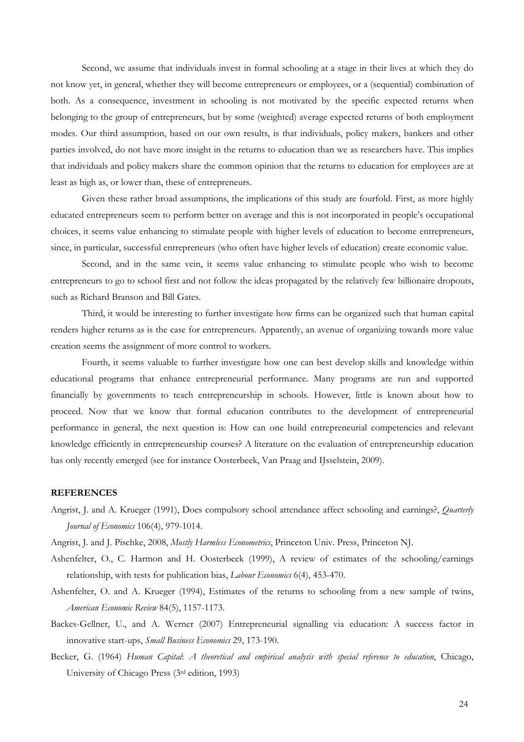Second, we assume that individuals invest in formal schooling at a stage in their lives at which they do not know yet, in general, whether they will become entrepreneurs or employees, or a (sequential) combination of both. As a consequence, investment in schooling is not motivated by the specific expected returns when belonging to the group of entrepreneurs, but by some (weighted) average expected returns of both employment modes. Our third assumption, based on our own results, is that individuals, policy makers, bankers and other parties involved, do not have more insight in the returns to education than we as researchers have. This implies that individuals and policy makers share the common opinion that the returns to education for employees are at least as high as, or lower than, these of entrepreneurs.

Given these rather broad assumptions, the implications of this study are fourfold. First, as more highly educated entrepreneurs seem to perform better on average and this is not incorporated in people's occupational choices, it seems value enhancing to stimulate people with higher levels of education to become entrepreneurs, since, in particular, successful entrepreneurs (who often have higher levels of education) create economic value.

Second, and in the same vein, it seems value enhancing to stimulate people who wish to become entrepreneurs to go to school first and not follow the ideas propagated by the relatively few billionaire dropouts, such as Richard Branson and Bill Gates.

Third, it would be interesting to further investigate how firms can be organized such that human capital renders higher returns as is the case for entrepreneurs. Apparently, an avenue of organizing towards more value creation seems the assignment of more control to workers.

Fourth, it seems valuable to further investigate how one can best develop skills and knowledge within educational programs that enhance entrepreneurial performance. Many programs are run and supported financially by governments to teach entrepreneurship in schools. However, little is known about how to proceed. Now that we know that formal education contributes to the development of entrepreneurial performance in general, the next question is: How can one build entrepreneurial competencies and relevant knowledge efficiently in entrepreneurship courses? A literature on the evaluation of entrepreneurship education has only recently emerged (see for instance Oosterbeek, Van Praag and IJsselstein, 2009).

**REFERENCES**

Angrist, J. and A. Krueger (1991), Does compulsory school attendance affect schooling and earnings?, *Quarterly Journal of Economics* 106(4), 979-1014.

Angrist, J. and J. Pischke, 2008, *Mostly Harmless Econometrics*, Princeton Univ. Press, Princeton NJ.

Ashenfelter, O., C. Harmon and H. Oosterbeek (1999), A review of estimates of the schooling/earnings relationship, with tests for publication bias, *Labour Economics* 6(4), 453-470.

Ashenfelter, O. and A. Krueger (1994), Estimates of the returns to schooling from a new sample of twins, *American Economic Review* 84(5), 1157-1173.

Backes-Gellner, U., and A. Werner (2007) Entrepreneurial signalling via education: A success factor in innovative start-ups, *Small Business Economics* 29, 173-190.

Becker, G. (1964) *Human Capital: A theoretical and empirical analysis with special reference to education*, Chicago, University of Chicago Press (3rd edition, 1993)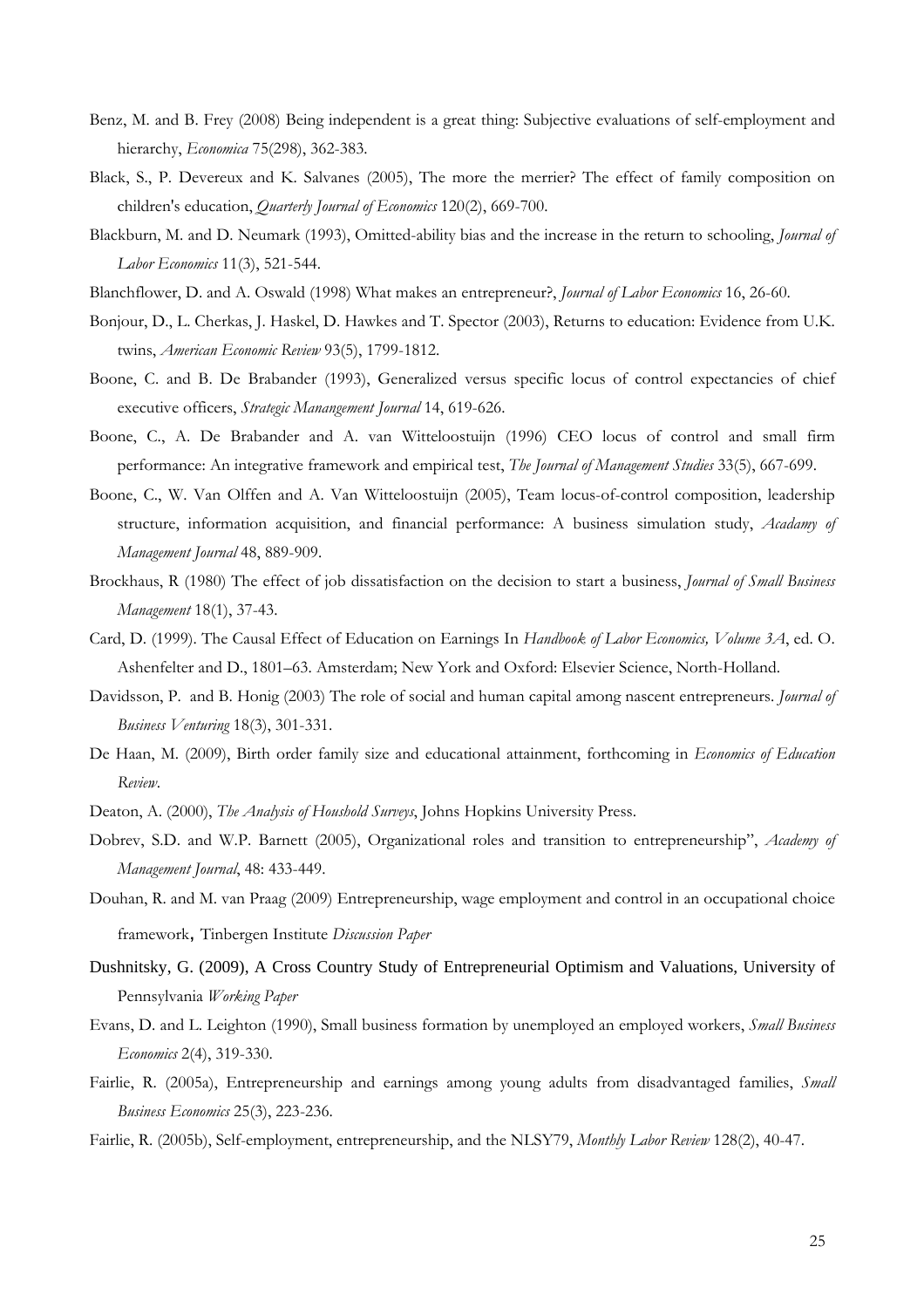Benz, M. and B. Frey (2008) Being independent is a great thing: Subjective evaluations of self-employment and hierarchy, *Economica* 75(298), 362-383.

Black, S., P. Devereux and K. Salvanes (2005), The more the merrier? The effect of family composition on children's education, *Quarterly Journal of Economics* 120(2), 669-700.

Blackburn, M. and D. Neumark (1993), Omitted-ability bias and the increase in the return to schooling, *Journal of Labor Economics* 11(3), 521-544.

Blanchflower, D. and A. Oswald (1998) What makes an entrepreneur?, *Journal of Labor Economics* 16, 26-60.

Bonjour, D., L. Cherkas, J. Haskel, D. Hawkes and T. Spector (2003), Returns to education: Evidence from U.K. twins, *American Economic Review* 93(5), 1799-1812.

Boone, C. and B. De Brabander (1993), Generalized versus specific locus of control expectancies of chief executive officers, *Strategic Manangement Journal* 14, 619-626.

Boone, C., A. De Brabander and A. van Witteloostuijn (1996) CEO locus of control and small firm performance: An integrative framework and empirical test, *The Journal of Management Studies* 33(5), 667-699.

Boone, C., W. Van Olffen and A. Van Witteloostuijn (2005), Team locus-of-control composition, leadership structure, information acquisition, and financial performance: A business simulation study, *Acadamy of Management Journal* 48, 889-909.

Brockhaus, R (1980) The effect of job dissatisfaction on the decision to start a business, *Journal of Small Business Management* 18(1), 37-43.

Card, D. (1999). The Causal Effect of Education on Earnings In *Handbook of Labor Economics, Volume 3A*, ed. O. Ashenfelter and D., 1801–63. Amsterdam; New York and Oxford: Elsevier Science, North-Holland.

Davidsson, P. and B. Honig (2003) The role of social and human capital among nascent entrepreneurs. *Journal of Business Venturing* 18(3), 301-331.

De Haan, M. (2009), Birth order family size and educational attainment, forthcoming in *Economics of Education Review*.

Deaton, A. (2000), *The Analysis of Houshold Surveys*, Johns Hopkins University Press.

Dobrev, S.D. and W.P. Barnett (2005), Organizational roles and transition to entrepreneurship", *Academy of Management Journal*, 48: 433-449.

Douhan, R. and M. van Praag (2009) Entrepreneurship, wage employment and control in an occupational choice framework, Tinbergen Institute *Discussion Paper*

Dushnitsky, G. (2009), A Cross Country Study of Entrepreneurial Optimism and Valuations, University of Pennsylvania *Working Paper*

Evans, D. and L. Leighton (1990), Small business formation by unemployed an employed workers, *Small Business Economics* 2(4), 319-330.

Fairlie, R. (2005a), Entrepreneurship and earnings among young adults from disadvantaged families, *Small Business Economics* 25(3), 223-236.

Fairlie, R. (2005b), Self-employment, entrepreneurship, and the NLSY79, *Monthly Labor Review* 128(2), 40-47.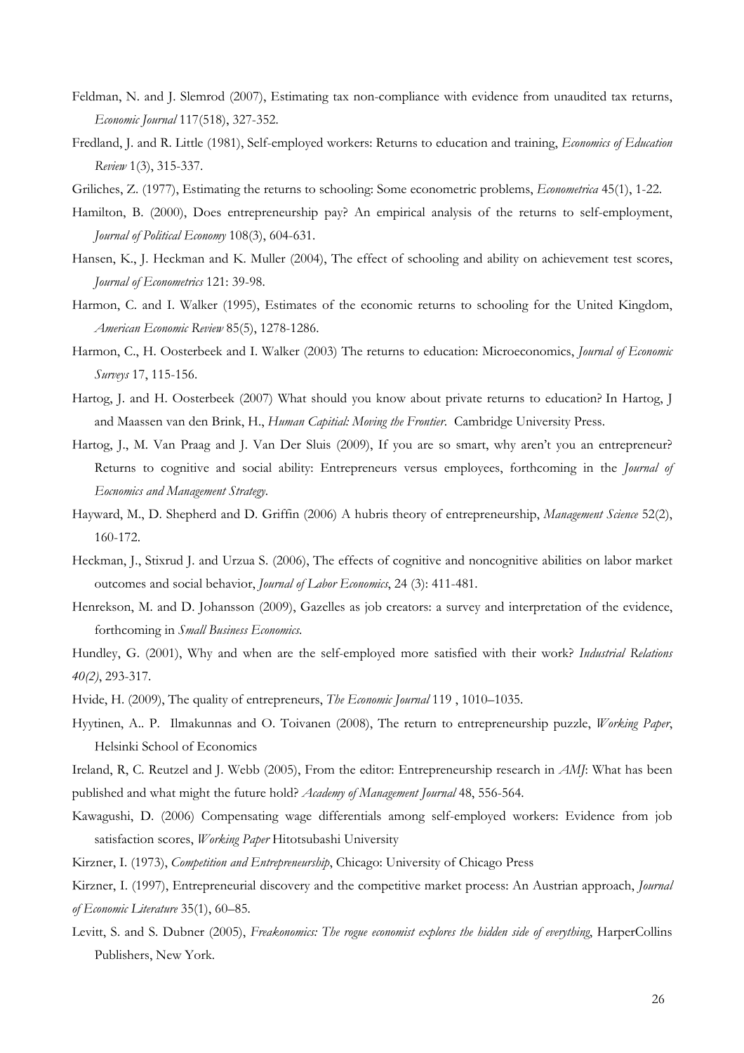Feldman, N. and J. Slemrod (2007), Estimating tax non-compliance with evidence from unaudited tax returns, *Economic Journal* 117(518), 327-352.

Fredland, J. and R. Little (1981), Self-employed workers: Returns to education and training, *Economics of Education Review* 1(3), 315-337.

Griliches, Z. (1977), Estimating the returns to schooling: Some econometric problems, *Econometrica* 45(1), 1-22.

Hamilton, B. (2000), Does entrepreneurship pay? An empirical analysis of the returns to self-employment, *Journal of Political Economy* 108(3), 604-631.

Hansen, K., J. Heckman and K. Muller (2004), The effect of schooling and ability on achievement test scores, *Journal of Econometrics* 121: 39-98.

Harmon, C. and I. Walker (1995), Estimates of the economic returns to schooling for the United Kingdom, *American Economic Review* 85(5), 1278-1286.

Harmon, C., H. Oosterbeek and I. Walker (2003) The returns to education: Microeconomics, *Journal of Economic Surveys* 17, 115-156.

Hartog, J. and H. Oosterbeek (2007) What should you know about private returns to education? In Hartog, J and Maassen van den Brink, H., *Human Capitial: Moving the Frontier*. Cambridge University Press.

Hartog, J., M. Van Praag and J. Van Der Sluis (2009), If you are so smart, why aren't you an entrepreneur? Returns to cognitive and social ability: Entrepreneurs versus employees, forthcoming in the *Journal of Eocnomics and Management Strategy*.

Hayward, M., D. Shepherd and D. Griffin (2006) A hubris theory of entrepreneurship, *Management Science* 52(2), 160-172.

Heckman, J., Stixrud J. and Urzua S. (2006), The effects of cognitive and noncognitive abilities on labor market outcomes and social behavior, *Journal of Labor Economics*, 24 (3): 411-481.

Henrekson, M. and D. Johansson (2009), Gazelles as job creators: a survey and interpretation of the evidence, forthcoming in *Small Business Economics.*

Hundley, G. (2001), Why and when are the self-employed more satisfied with their work? *Industrial Relations 40(2)*, 293-317.

Hvide, H. (2009), The quality of entrepreneurs, *The Economic Journal* 119 , 1010–1035.

Hyytinen, A.. P. Ilmakunnas and O. Toivanen (2008), The return to entrepreneurship puzzle, *Working Paper*, Helsinki School of Economics

Ireland, R, C. Reutzel and J. Webb (2005), From the editor: Entrepreneurship research in *AMJ*: What has been published and what might the future hold? *Academy of Management Journal* 48, 556-564.

Kawagushi, D. (2006) Compensating wage differentials among self-employed workers: Evidence from job satisfaction scores, *Working Paper* Hitotsubashi University

Kirzner, I. (1973), *Competition and Entrepreneurship*, Chicago: University of Chicago Press

Kirzner, I. (1997), Entrepreneurial discovery and the competitive market process: An Austrian approach, *Journal of Economic Literature* 35(1), 60–85.

Levitt, S. and S. Dubner (2005), *Freakonomics: The rogue economist explores the hidden side of everything*, HarperCollins Publishers, New York.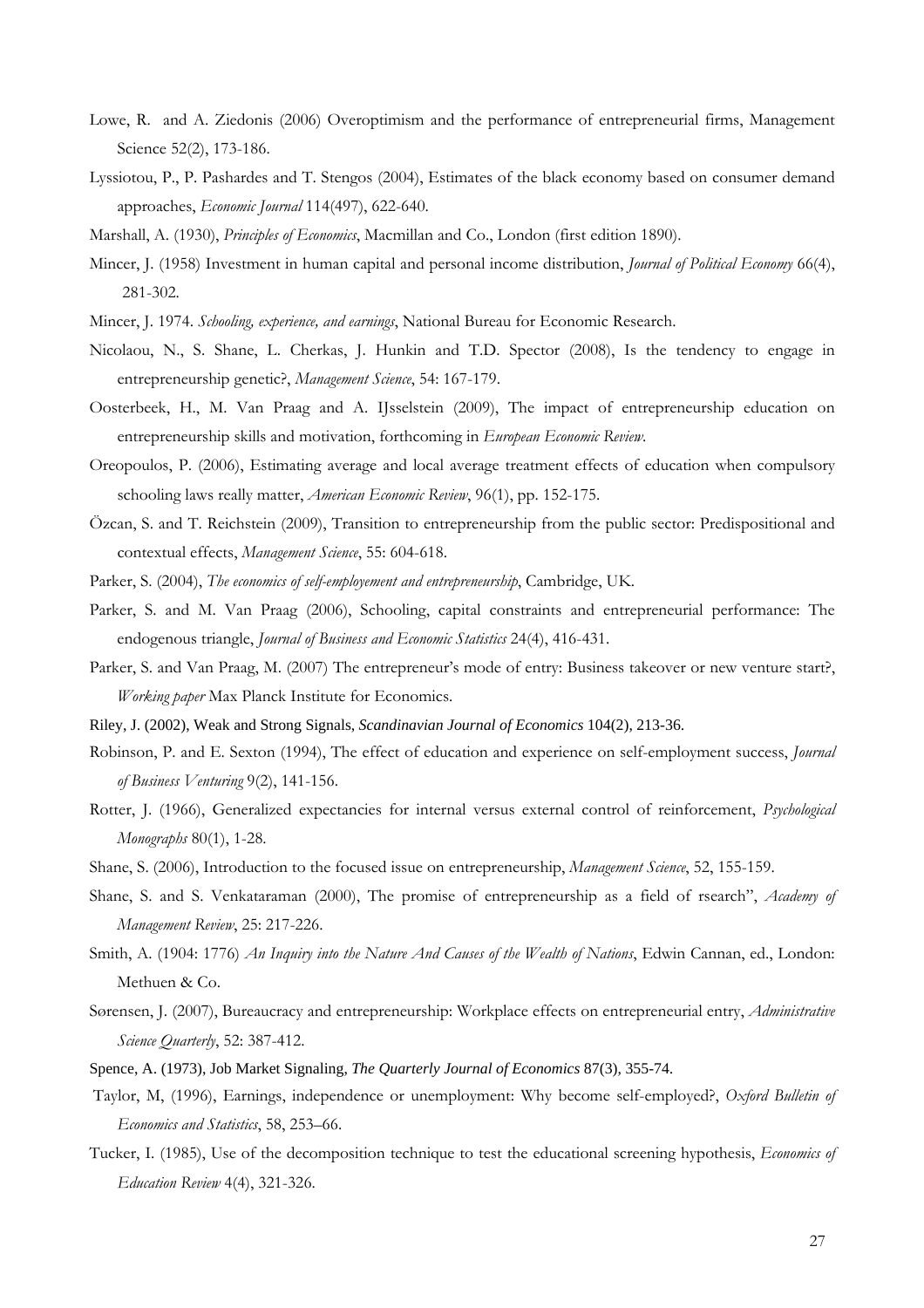Lowe, R. and A. Ziedonis (2006) Overoptimism and the performance of entrepreneurial firms, Management Science 52(2), 173-186.

Lyssiotou, P., P. Pashardes and T. Stengos (2004), Estimates of the black economy based on consumer demand approaches, *Economic Journal* 114(497), 622-640.

Marshall, A. (1930), *Principles of Economics*, Macmillan and Co., London (first edition 1890).

Mincer, J. (1958) Investment in human capital and personal income distribution, *Journal of Political Economy* 66(4), 281-302.

Mincer, J. 1974. *Schooling, experience, and earnings*, National Bureau for Economic Research.

Nicolaou, N., S. Shane, L. Cherkas, J. Hunkin and T.D. Spector (2008), Is the tendency to engage in entrepreneurship genetic?, *Management Science*, 54: 167-179.

Oosterbeek, H., M. Van Praag and A. IJsselstein (2009), The impact of entrepreneurship education on entrepreneurship skills and motivation, forthcoming in *European Economic Review*.

Oreopoulos, P. (2006), Estimating average and local average treatment effects of education when compulsory schooling laws really matter, *American Economic Review*, 96(1), pp. 152-175.

Özcan, S. and T. Reichstein (2009), Transition to entrepreneurship from the public sector: Predispositional and contextual effects, *Management Science*, 55: 604-618.

Parker, S. (2004), *The economics of self-employement and entrepreneurship*, Cambridge, UK.

Parker, S. and M. Van Praag (2006), Schooling, capital constraints and entrepreneurial performance: The endogenous triangle, *Journal of Business and Economic Statistics* 24(4), 416-431.

Parker, S. and Van Praag, M. (2007) The entrepreneur's mode of entry: Business takeover or new venture start?, *Working paper* Max Planck Institute for Economics.

Riley, J. (2002), Weak and Strong Signals, *Scandinavian Journal of Economics* 104(2), 213-36.

Robinson, P. and E. Sexton (1994), The effect of education and experience on self-employment success, *Journal of Business Venturing* 9(2), 141-156.

Rotter, J. (1966), Generalized expectancies for internal versus external control of reinforcement, *Psychological Monographs* 80(1), 1-28.

Shane, S. (2006), Introduction to the focused issue on entrepreneurship, *Management Science*, 52, 155-159.

Shane, S. and S. Venkataraman (2000), The promise of entrepreneurship as a field of rsearch", *Academy of Management Review*, 25: 217-226.

Smith, A. (1904: 1776) *An Inquiry into the Nature And Causes of the Wealth of Nations*, Edwin Cannan, ed., London: Methuen & Co.

Sørensen, J. (2007), Bureaucracy and entrepreneurship: Workplace effects on entrepreneurial entry, *Administrative Science Quarterly*, 52: 387-412.

Spence, A. (1973), Job Market Signaling, *The Quarterly Journal of Economics* 87(3), 355-74.

Taylor, M, (1996), Earnings, independence or unemployment: Why become self-employed?, *Oxford Bulletin of Economics and Statistics*, 58, 253–66.

Tucker, I. (1985), Use of the decomposition technique to test the educational screening hypothesis, *Economics of Education Review* 4(4), 321-326.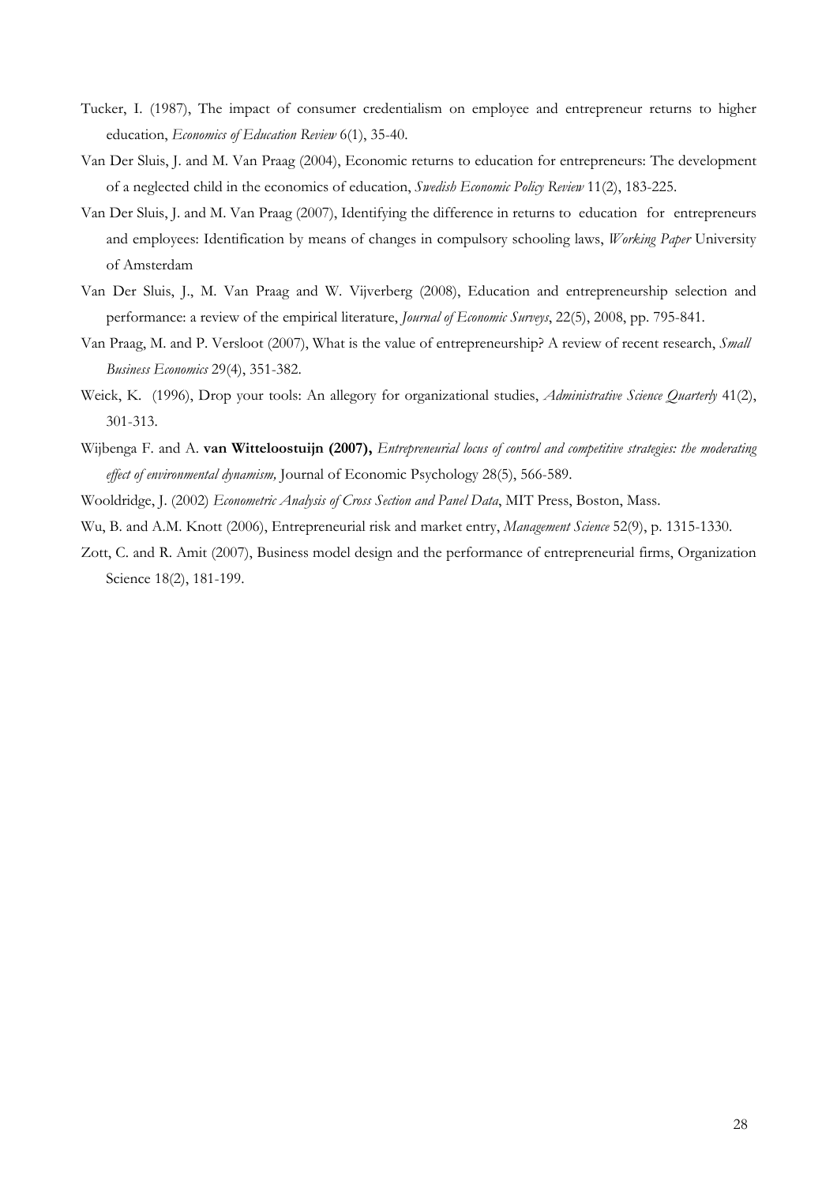Tucker, I. (1987), The impact of consumer credentialism on employee and entrepreneur returns to higher education, *Economics of Education Review* 6(1), 35-40.

Van Der Sluis, J. and M. Van Praag (2004), Economic returns to education for entrepreneurs: The development of a neglected child in the economics of education, *Swedish Economic Policy Review* 11(2), 183-225.

Van Der Sluis, J. and M. Van Praag (2007), Identifying the difference in returns to education for entrepreneurs and employees: Identification by means of changes in compulsory schooling laws, *Working Paper* University of Amsterdam

Van Der Sluis, J., M. Van Praag and W. Vijverberg (2008), Education and entrepreneurship selection and performance: a review of the empirical literature, *Journal of Economic Surveys*, 22(5), 2008, pp. 795-841.

Van Praag, M. and P. Versloot (2007), What is the value of entrepreneurship? A review of recent research, *Small Business Economics* 29(4), 351-382.

Weick, K. (1996), Drop your tools: An allegory for organizational studies, *Administrative Science Quarterly* 41(2), 301-313.

Wijbenga F. and A. **van Witteloostuijn (2007),** *Entrepreneurial locus of control and competitive strategies: the moderating effect of environmental dynamism,* Journal of Economic Psychology 28(5), 566-589.

Wooldridge, J. (2002) *Econometric Analysis of Cross Section and Panel Data*, MIT Press, Boston, Mass.

Wu, B. and A.M. Knott (2006), Entrepreneurial risk and market entry, *Management Science* 52(9), p. 1315-1330.

Zott, C. and R. Amit (2007), Business model design and the performance of entrepreneurial firms, Organization Science 18(2), 181-199.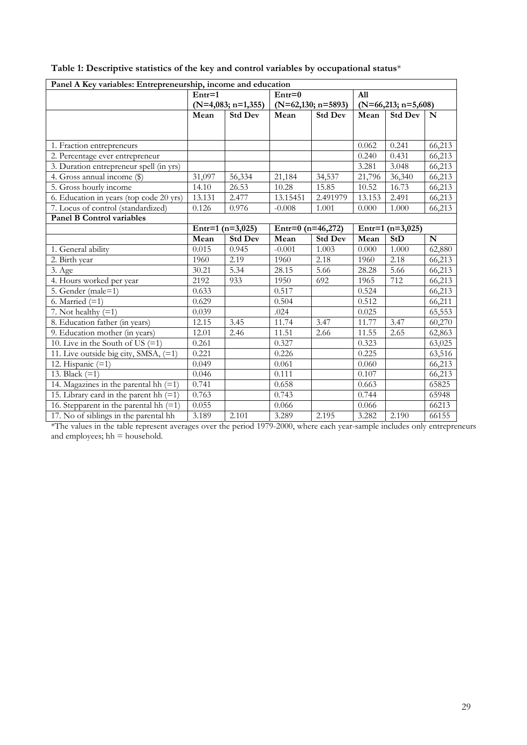**Table 1: Descriptive statistics of the key and control variables by occupational status***

| Panel A Key variables: Entrepreneurship, income and education | | | | | | | |
|---|---|---|---|---|---|---|---|
| | Entr=1 (N=4,083; n=1,355) | | Entr=0 (N=62,130; n=5893) | | All (N=66,213; n=5,608) | | |
| | Mean | Std Dev | Mean | Std Dev | Mean | Std Dev | N |
| 1. Fraction entrepreneurs | | | | | 0.062 | 0.241 | 66,213 |
| 2. Percentage ever entrepreneur | | | | | 0.240 | 0.431 | 66,213 |
| 3. Duration entrepreneur spell (in yrs) | | | | | 3.281 | 3.048 | 66,213 |
| 4. Gross annual income ($) | 31,097 | 56,334 | 21,184 | 34,537 | 21,796 | 36,340 | 66,213 |
| 5. Gross hourly income | 14.10 | 26.53 | 10.28 | 15.85 | 10.52 | 16.73 | 66,213 |
| 6. Education in years (top code 20 yrs) | 13.131 | 2.477 | 13.15451 | 2.491979 | 13.153 | 2.491 | 66,213 |
| 7. Locus of control (standardized) | 0.126 | 0.976 | -0.008 | 1.001 | 0.000 | 1.000 | 66,213 |
| **Panel B Control variables** | | | | | | | |
| | Entr=1 (n=3,025) | | Entr=0 (n=46,272) | | Entr=1 (n=3,025) | | |
| | Mean | Std Dev | Mean | Std Dev | Mean | StD | N |
| 1. General ability | 0.015 | 0.945 | -0.001 | 1.003 | 0.000 | 1.000 | 62,880 |
| 2. Birth year | 1960 | 2.19 | 1960 | 2.18 | 1960 | 2.18 | 66,213 |
| 3. Age | 30.21 | 5.34 | 28.15 | 5.66 | 28.28 | 5.66 | 66,213 |
| 4. Hours worked per year | 2192 | 933 | 1950 | 692 | 1965 | 712 | 66,213 |
| 5. Gender (male=1) | 0.633 | | 0.517 | | 0.524 | | 66,213 |
| 6. Married (=1) | 0.629 | | 0.504 | | 0.512 | | 66,211 |
| 7. Not healthy (=1) | 0.039 | | .024 | | 0.025 | | 65,553 |
| 8. Education father (in years) | 12.15 | 3.45 | 11.74 | 3.47 | 11.77 | 3.47 | 60,270 |
| 9. Education mother (in years) | 12.01 | 2.46 | 11.51 | 2.66 | 11.55 | 2.65 | 62,863 |
| 10. Live in the South of US (=1) | 0.261 | | 0.327 | | 0.323 | | 63,025 |
| 11. Live outside big city, SMSA, (=1) | 0.221 | | 0.226 | | 0.225 | | 63,516 |
| 12. Hispanic (=1) | 0.049 | | 0.061 | | 0.060 | | 66,213 |
| 13. Black (=1) | 0.046 | | 0.111 | | 0.107 | | 66,213 |
| 14. Magazines in the parental hh (=1) | 0.741 | | 0.658 | | 0.663 | | 65825 |
| 15. Library card in the parent hh (=1) | 0.763 | | 0.743 | | 0.744 | | 65948 |
| 16. Stepparent in the parental hh (=1) | 0.055 | | 0.066 | | 0.066 | | 66213 |
| 17. No of siblings in the parental hh | 3.189 | 2.101 | 3.289 | 2.195 | 3.282 | 2.190 | 66155 |

*The values in the table represent averages over the period 1979-2000, where each year-sample includes only entrepreneurs and employees; hh = household.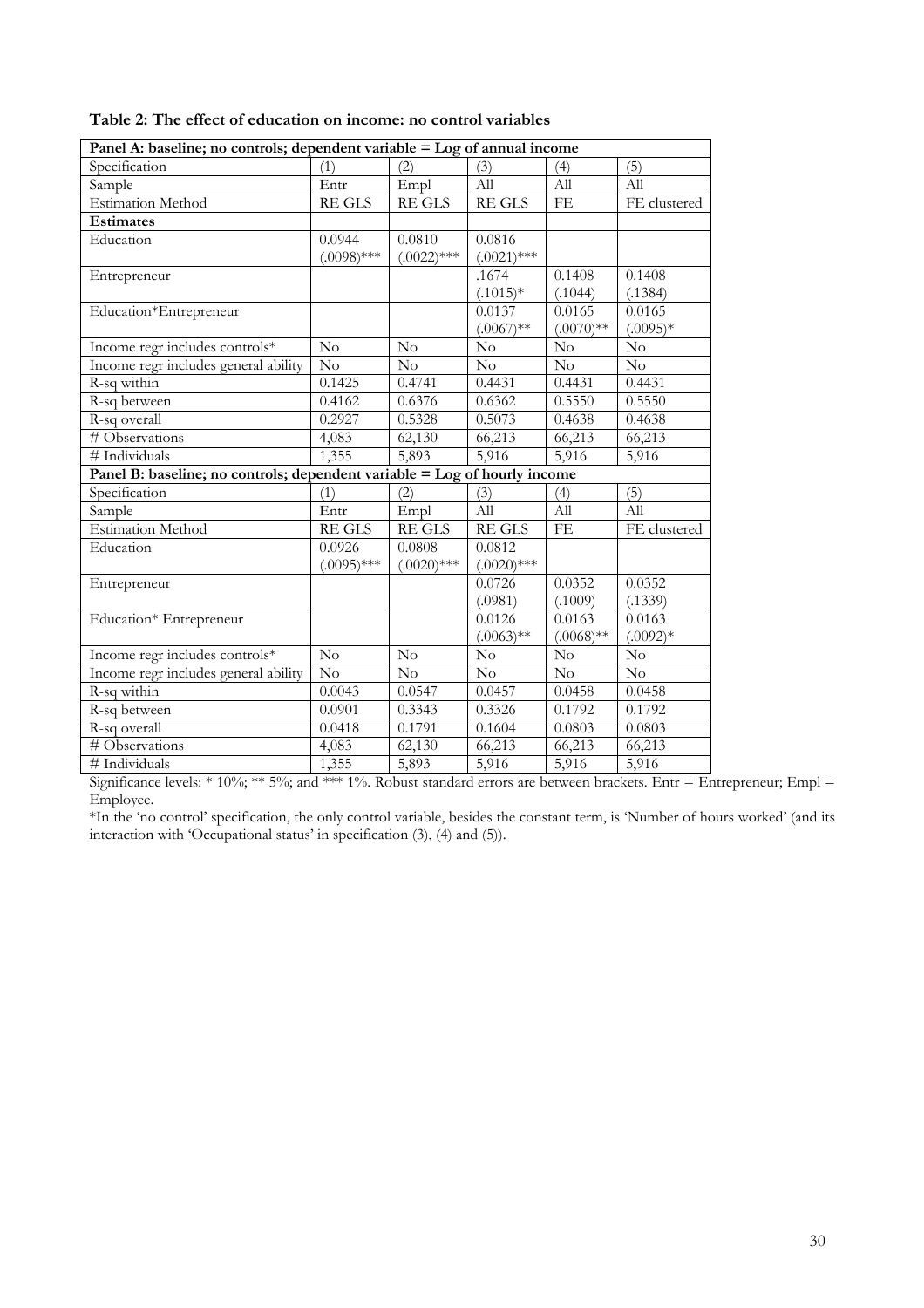**Table 2: The effect of education on income: no control variables**

| Panel A: baseline; no controls; dependent variable = Log of annual income | | | | | |
|---|---|---|---|---|---|
| Specification | (1) | (2) | (3) | (4) | (5) |
| Sample | Entr | Empl | All | All | All |
| Estimation Method | RE GLS | RE GLS | RE GLS | FE | FE clustered |
| **Estimates** | | | | | |
| Education | 0.0944 (.0098)*** | 0.0810 (.0022)*** | 0.0816 (.0021)*** | | |
| Entrepreneur | | | .1674 (.1015)* | 0.1408 (.1044) | 0.1408 (.1384) |
| Education*Entrepreneur | | | 0.0137 (.0067)** | 0.0165 (.0070)** | 0.0165 (.0095)* |
| Income regr includes controls* | No | No | No | No | No |
| Income regr includes general ability | No | No | No | No | No |
| R-sq within | 0.1425 | 0.4741 | 0.4431 | 0.4431 | 0.4431 |
| R-sq between | 0.4162 | 0.6376 | 0.6362 | 0.5550 | 0.5550 |
| R-sq overall | 0.2927 | 0.5328 | 0.5073 | 0.4638 | 0.4638 |
| # Observations | 4,083 | 62,130 | 66,213 | 66,213 | 66,213 |
| # Individuals | 1,355 | 5,893 | 5,916 | 5,916 | 5,916 |
| **Panel B: baseline; no controls; dependent variable = Log of hourly income** | | | | | |
| Specification | (1) | (2) | (3) | (4) | (5) |
| Sample | Entr | Empl | All | All | All |
| Estimation Method | RE GLS | RE GLS | RE GLS | FE | FE clustered |
| Education | 0.0926 (.0095)*** | 0.0808 (.0020)*** | 0.0812 (.0020)*** | | |
| Entrepreneur | | | 0.0726 (.0981) | 0.0352 (.1009) | 0.0352 (.1339) |
| Education* Entrepreneur | | | 0.0126 (.0063)** | 0.0163 (.0068)** | 0.0163 (.0092)* |
| Income regr includes controls* | No | No | No | No | No |
| Income regr includes general ability | No | No | No | No | No |
| R-sq within | 0.0043 | 0.0547 | 0.0457 | 0.0458 | 0.0458 |
| R-sq between | 0.0901 | 0.3343 | 0.3326 | 0.1792 | 0.1792 |
| R-sq overall | 0.0418 | 0.1791 | 0.1604 | 0.0803 | 0.0803 |
| # Observations | 4,083 | 62,130 | 66,213 | 66,213 | 66,213 |
| # Individuals | 1,355 | 5,893 | 5,916 | 5,916 | 5,916 |

Significance levels: * 10%; ** 5%; and *** 1%. Robust standard errors are between brackets. Entr = Entrepreneur; Empl = Employee.

*In the 'no control' specification, the only control variable, besides the constant term, is 'Number of hours worked' (and its interaction with 'Occupational status' in specification (3), (4) and (5)).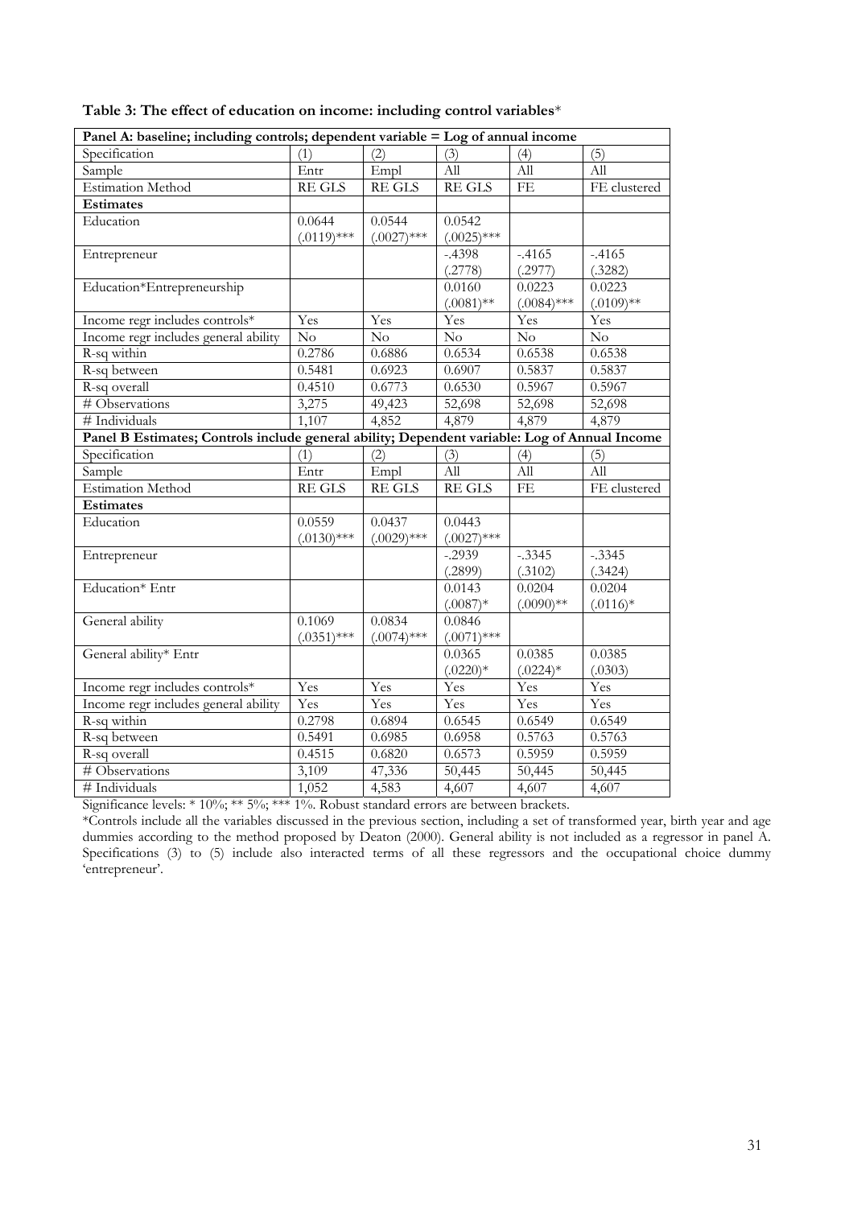**Table 3: The effect of education on income: including control variables***

| **Panel A: baseline; including controls; dependent variable = Log of annual income** | | | | | |
|---|---|---|---|---|---|
| Specification | (1) | (2) | (3) | (4) | (5) |
| Sample | Entr | Empl | All | All | All |
| Estimation Method | RE GLS | RE GLS | RE GLS | FE | FE clustered |
| **Estimates** | | | | | |
| Education | 0.0644 (.0119)*** | 0.0544 (.0027)*** | 0.0542 (.0025)*** | | |
| Entrepreneur | | | -.4398 (.2778) | -.4165 (.2977) | -.4165 (.3282) |
| Education*Entrepreneurship | | | 0.0160 (.0081)** | 0.0223 (.0084)*** | 0.0223 (.0109)** |
| Income regr includes controls* | Yes | Yes | Yes | Yes | Yes |
| Income regr includes general ability | No | No | No | No | No |
| R-sq within | 0.2786 | 0.6886 | 0.6534 | 0.6538 | 0.6538 |
| R-sq between | 0.5481 | 0.6923 | 0.6907 | 0.5837 | 0.5837 |
| R-sq overall | 0.4510 | 0.6773 | 0.6530 | 0.5967 | 0.5967 |
| # Observations | 3,275 | 49,423 | 52,698 | 52,698 | 52,698 |
| # Individuals | 1,107 | 4,852 | 4,879 | 4,879 | 4,879 |
| **Panel B Estimates; Controls include general ability; Dependent variable: Log of Annual Income** | | | | | |
| Specification | (1) | (2) | (3) | (4) | (5) |
| Sample | Entr | Empl | All | All | All |
| Estimation Method | RE GLS | RE GLS | RE GLS | FE | FE clustered |
| **Estimates** | | | | | |
| Education | 0.0559 (.0130)*** | 0.0437 (.0029)*** | 0.0443 (.0027)*** | | |
| Entrepreneur | | | -.2939 (.2899) | -.3345 (.3102) | -.3345 (.3424) |
| Education* Entr | | | 0.0143 (.0087)* | 0.0204 (.0090)** | 0.0204 (.0116)* |
| General ability | 0.1069 (.0351)*** | 0.0834 (.0074)*** | 0.0846 (.0071)*** | | |
| General ability* Entr | | | 0.0365 (.0220)* | 0.0385 (.0224)* | 0.0385 (.0303) |
| Income regr includes controls* | Yes | Yes | Yes | Yes | Yes |
| Income regr includes general ability | Yes | Yes | Yes | Yes | Yes |
| R-sq within | 0.2798 | 0.6894 | 0.6545 | 0.6549 | 0.6549 |
| R-sq between | 0.5491 | 0.6985 | 0.6958 | 0.5763 | 0.5763 |
| R-sq overall | 0.4515 | 0.6820 | 0.6573 | 0.5959 | 0.5959 |
| # Observations | 3,109 | 47,336 | 50,445 | 50,445 | 50,445 |
| # Individuals | 1,052 | 4,583 | 4,607 | 4,607 | 4,607 |

Significance levels: * 10%; ** 5%; *** 1%. Robust standard errors are between brackets.

*Controls include all the variables discussed in the previous section, including a set of transformed year, birth year and age dummies according to the method proposed by Deaton (2000). General ability is not included as a regressor in panel A. Specifications (3) to (5) include also interacted terms of all these regressors and the occupational choice dummy 'entrepreneur'.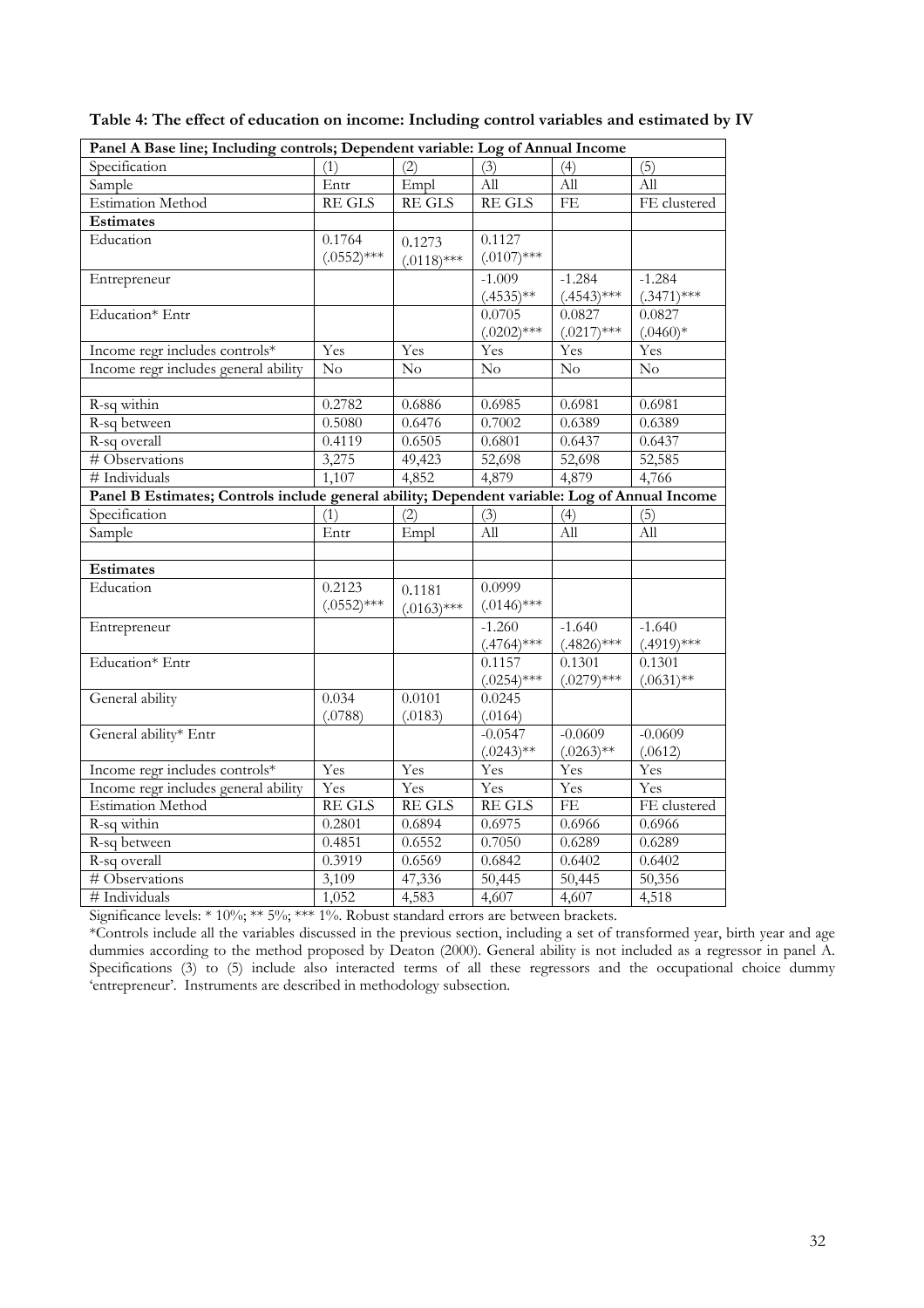**Table 4: The effect of education on income: Including control variables and estimated by IV**

| **Panel A Base line; Including controls; Dependent variable: Log of Annual Income** | | | | | |
|---|---|---|---|---|---|
| Specification | (1) | (2) | (3) | (4) | (5) |
| Sample | Entr | Empl | All | All | All |
| Estimation Method | RE GLS | RE GLS | RE GLS | FE | FE clustered |
| **Estimates** | | | | | |
| Education | 0.1764 (.0552)*** | 0.1273 (.0118)*** | 0.1127 (.0107)*** | | |
| Entrepreneur | | | -1.009 (.4535)** | -1.284 (.4543)*** | -1.284 (.3471)*** |
| Education* Entr | | | 0.0705 (.0202)*** | 0.0827 (.0217)*** | 0.0827 (.0460)* |
| Income regr includes controls* | Yes | Yes | Yes | Yes | Yes |
| Income regr includes general ability | No | No | No | No | No |
| | | | | | |
| R-sq within | 0.2782 | 0.6886 | 0.6985 | 0.6981 | 0.6981 |
| R-sq between | 0.5080 | 0.6476 | 0.7002 | 0.6389 | 0.6389 |
| R-sq overall | 0.4119 | 0.6505 | 0.6801 | 0.6437 | 0.6437 |
| # Observations | 3,275 | 49,423 | 52,698 | 52,698 | 52,585 |
| # Individuals | 1,107 | 4,852 | 4,879 | 4,879 | 4,766 |
| **Panel B Estimates; Controls include general ability; Dependent variable: Log of Annual Income** | | | | | |
| Specification | (1) | (2) | (3) | (4) | (5) |
| Sample | Entr | Empl | All | All | All |
| | | | | | |
| **Estimates** | | | | | |
| Education | 0.2123 (.0552)*** | 0.1181 (.0163)*** | 0.0999 (.0146)*** | | |
| Entrepreneur | | | -1.260 (.4764)*** | -1.640 (.4826)*** | -1.640 (.4919)*** |
| Education* Entr | | | 0.1157 (.0254)*** | 0.1301 (.0279)*** | 0.1301 (.0631)** |
| General ability | 0.034 (.0788) | 0.0101 (.0183) | 0.0245 (.0164) | | |
| General ability* Entr | | | -0.0547 (.0243)** | -0.0609 (.0263)** | -0.0609 (.0612) |
| Income regr includes controls* | Yes | Yes | Yes | Yes | Yes |
| Income regr includes general ability | Yes | Yes | Yes | Yes | Yes |
| Estimation Method | RE GLS | RE GLS | RE GLS | FE | FE clustered |
| R-sq within | 0.2801 | 0.6894 | 0.6975 | 0.6966 | 0.6966 |
| R-sq between | 0.4851 | 0.6552 | 0.7050 | 0.6289 | 0.6289 |
| R-sq overall | 0.3919 | 0.6569 | 0.6842 | 0.6402 | 0.6402 |
| # Observations | 3,109 | 47,336 | 50,445 | 50,445 | 50,356 |
| # Individuals | 1,052 | 4,583 | 4,607 | 4,607 | 4,518 |

Significance levels: * 10%; ** 5%; *** 1%. Robust standard errors are between brackets.

*Controls include all the variables discussed in the previous section, including a set of transformed year, birth year and age dummies according to the method proposed by Deaton (2000). General ability is not included as a regressor in panel A. Specifications (3) to (5) include also interacted terms of all these regressors and the occupational choice dummy 'entrepreneur'. Instruments are described in methodology subsection.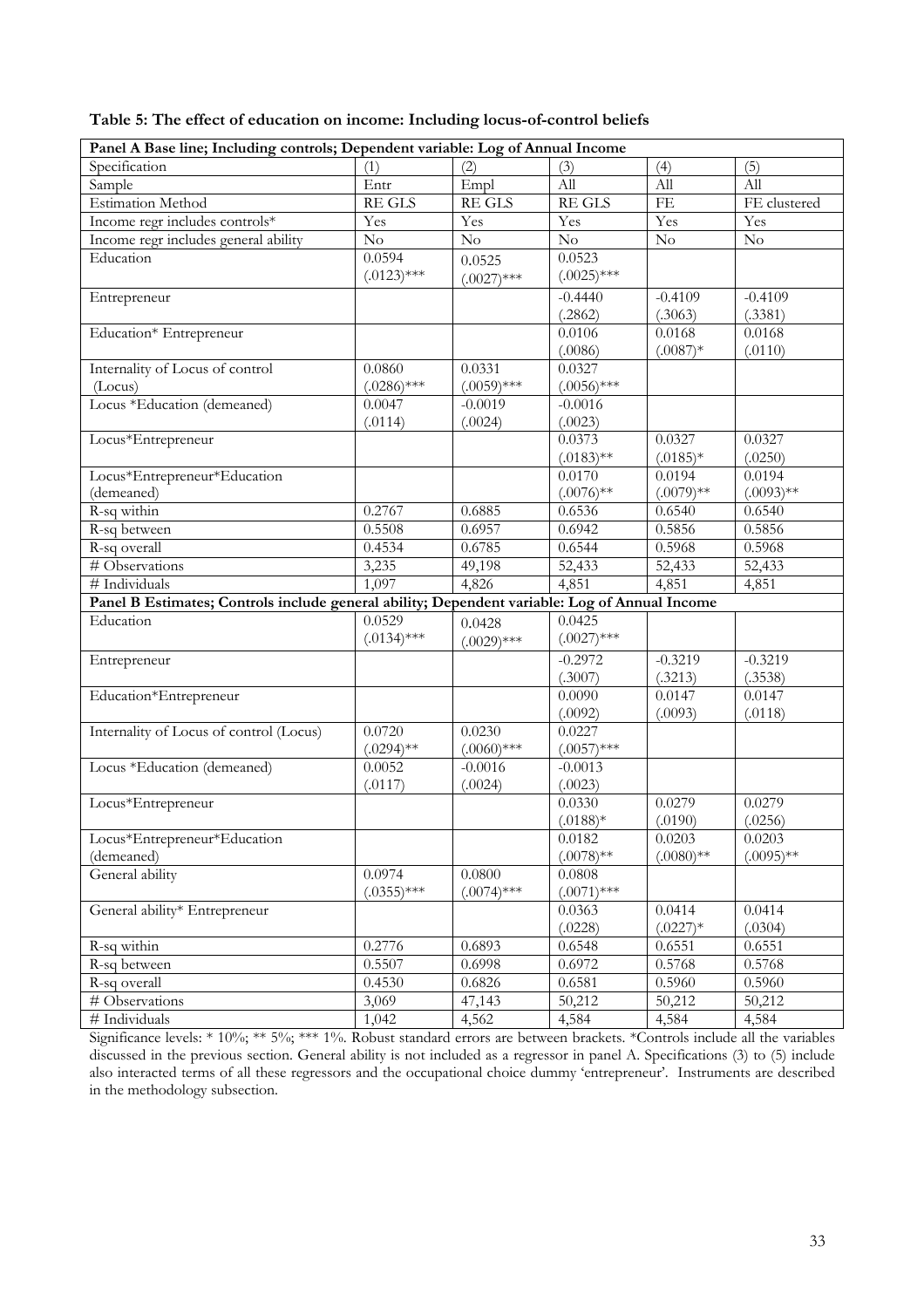**Table 5: The effect of education on income: Including locus-of-control beliefs**

| Panel A Base line; Including controls; Dependent variable: Log of Annual Income | | | | | |
|---|---|---|---|---|---|
| Specification | (1) | (2) | (3) | (4) | (5) |
| Sample | Entr | Empl | All | All | All |
| Estimation Method | RE GLS | RE GLS | RE GLS | FE | FE clustered |
| Income regr includes controls* | Yes | Yes | Yes | Yes | Yes |
| Income regr includes general ability | No | No | No | No | No |
| Education | 0.0594<br>(.0123)*** | 0.0525<br>(.0027)*** | 0.0523<br>(.0025)*** | | |
| Entrepreneur | | | -0.4440<br>(.2862) | -0.4109<br>(.3063) | -0.4109<br>(.3381) |
| Education* Entrepreneur | | | 0.0106<br>(.0086) | 0.0168<br>(.0087)* | 0.0168<br>(.0110) |
| Internality of Locus of control (Locus) | 0.0860<br>(.0286)*** | 0.0331<br>(.0059)*** | 0.0327<br>(.0056)*** | | |
| Locus *Education (demeaned) | 0.0047<br>(.0114) | -0.0019<br>(.0024) | -0.0016<br>(.0023) | | |
| Locus*Entrepreneur | | | 0.0373<br>(.0183)** | 0.0327<br>(.0185)* | 0.0327<br>(.0250) |
| Locus*Entrepreneur*Education (demeaned) | | | 0.0170<br>(.0076)** | 0.0194<br>(.0079)** | 0.0194<br>(.0093)** |
| R-sq within | 0.2767 | 0.6885 | 0.6536 | 0.6540 | 0.6540 |
| R-sq between | 0.5508 | 0.6957 | 0.6942 | 0.5856 | 0.5856 |
| R-sq overall | 0.4534 | 0.6785 | 0.6544 | 0.5968 | 0.5968 |
| # Observations | 3,235 | 49,198 | 52,433 | 52,433 | 52,433 |
| # Individuals | 1,097 | 4,826 | 4,851 | 4,851 | 4,851 |
| **Panel B Estimates; Controls include general ability; Dependent variable: Log of Annual Income** | | | | | |
| Education | 0.0529<br>(.0134)*** | 0.0428<br>(.0029)*** | 0.0425<br>(.0027)*** | | |
| Entrepreneur | | | -0.2972<br>(.3007) | -0.3219<br>(.3213) | -0.3219<br>(.3538) |
| Education*Entrepreneur | | | 0.0090<br>(.0092) | 0.0147<br>(.0093) | 0.0147<br>(.0118) |
| Internality of Locus of control (Locus) | 0.0720<br>(.0294)** | 0.0230<br>(.0060)*** | 0.0227<br>(.0057)*** | | |
| Locus *Education (demeaned) | 0.0052<br>(.0117) | -0.0016<br>(.0024) | -0.0013<br>(.0023) | | |
| Locus*Entrepreneur | | | 0.0330<br>(.0188)* | 0.0279<br>(.0190) | 0.0279<br>(.0256) |
| Locus*Entrepreneur*Education (demeaned) | | | 0.0182<br>(.0078)** | 0.0203<br>(.0080)** | 0.0203<br>(.0095)** |
| General ability | 0.0974<br>(.0355)*** | 0.0800<br>(.0074)*** | 0.0808<br>(.0071)*** | | |
| General ability* Entrepreneur | | | 0.0363<br>(.0228) | 0.0414<br>(.0227)* | 0.0414<br>(.0304) |
| R-sq within | 0.2776 | 0.6893 | 0.6548 | 0.6551 | 0.6551 |
| R-sq between | 0.5507 | 0.6998 | 0.6972 | 0.5768 | 0.5768 |
| R-sq overall | 0.4530 | 0.6826 | 0.6581 | 0.5960 | 0.5960 |
| # Observations | 3,069 | 47,143 | 50,212 | 50,212 | 50,212 |
| # Individuals | 1,042 | 4,562 | 4,584 | 4,584 | 4,584 |

Significance levels: * 10%; ** 5%; *** 1%. Robust standard errors are between brackets. *Controls include all the variables discussed in the previous section. General ability is not included as a regressor in panel A. Specifications (3) to (5) include also interacted terms of all these regressors and the occupational choice dummy 'entrepreneur'. Instruments are described in the methodology subsection.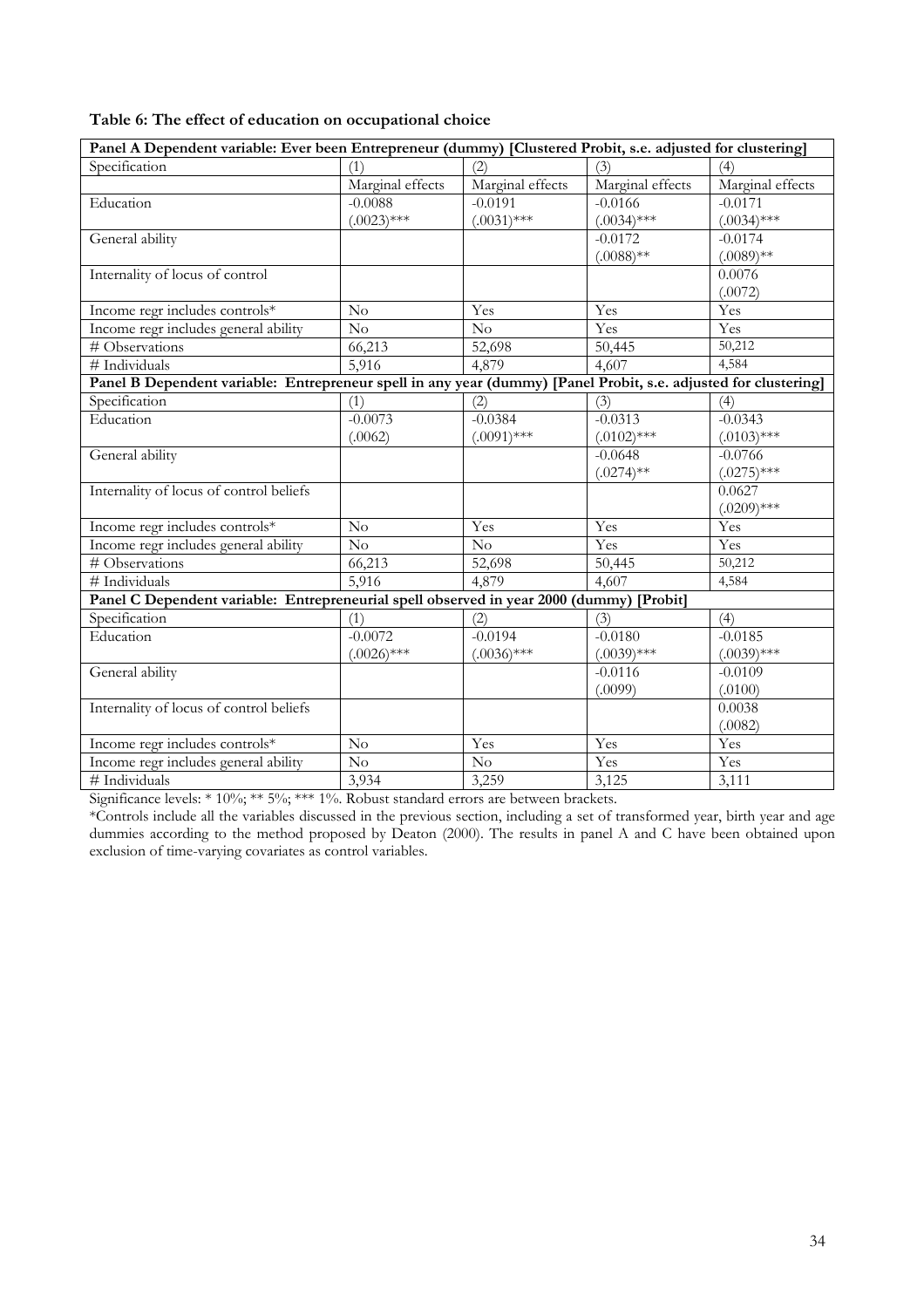**Table 6: The effect of education on occupational choice**

| Panel A Dependent variable: Ever been Entrepreneur (dummy) [Clustered Probit, s.e. adjusted for clustering] | | | | |
|---|---|---|---|---|
| Specification | (1) | (2) | (3) | (4) |
| | Marginal effects | Marginal effects | Marginal effects | Marginal effects |
| Education | -0.0088<br>(.0023)*** | -0.0191<br>(.0031)*** | -0.0166<br>(.0034)*** | -0.0171<br>(.0034)*** |
| General ability | | | -0.0172<br>(.0088)** | -0.0174<br>(.0089)** |
| Internality of locus of control | | | | 0.0076<br>(.0072) |
| Income regr includes controls* | No | Yes | Yes | Yes |
| Income regr includes general ability | No | No | Yes | Yes |
| # Observations | 66,213 | 52,698 | 50,445 | 50,212 |
| # Individuals | 5,916 | 4,879 | 4,607 | 4,584 |
| **Panel B Dependent variable: Entrepreneur spell in any year (dummy) [Panel Probit, s.e. adjusted for clustering]** | | | | |
| Specification | (1) | (2) | (3) | (4) |
| Education | -0.0073<br>(.0062) | -0.0384<br>(.0091)*** | -0.0313<br>(.0102)*** | -0.0343<br>(.0103)*** |
| General ability | | | -0.0648<br>(.0274)** | -0.0766<br>(.0275)*** |
| Internality of locus of control beliefs | | | | 0.0627<br>(.0209)*** |
| Income regr includes controls* | No | Yes | Yes | Yes |
| Income regr includes general ability | No | No | Yes | Yes |
| # Observations | 66,213 | 52,698 | 50,445 | 50,212 |
| # Individuals | 5,916 | 4,879 | 4,607 | 4,584 |
| **Panel C Dependent variable: Entrepreneurial spell observed in year 2000 (dummy) [Probit]** | | | | |
| Specification | (1) | (2) | (3) | (4) |
| Education | -0.0072<br>(.0026)*** | -0.0194<br>(.0036)*** | -0.0180<br>(.0039)*** | -0.0185<br>(.0039)*** |
| General ability | | | -0.0116<br>(.0099) | -0.0109<br>(.0100) |
| Internality of locus of control beliefs | | | | 0.0038<br>(.0082) |
| Income regr includes controls* | No | Yes | Yes | Yes |
| Income regr includes general ability | No | No | Yes | Yes |
| # Individuals | 3,934 | 3,259 | 3,125 | 3,111 |

Significance levels: * 10%; ** 5%; *** 1%. Robust standard errors are between brackets.

*Controls include all the variables discussed in the previous section, including a set of transformed year, birth year and age dummies according to the method proposed by Deaton (2000). The results in panel A and C have been obtained upon exclusion of time-varying covariates as control variables.